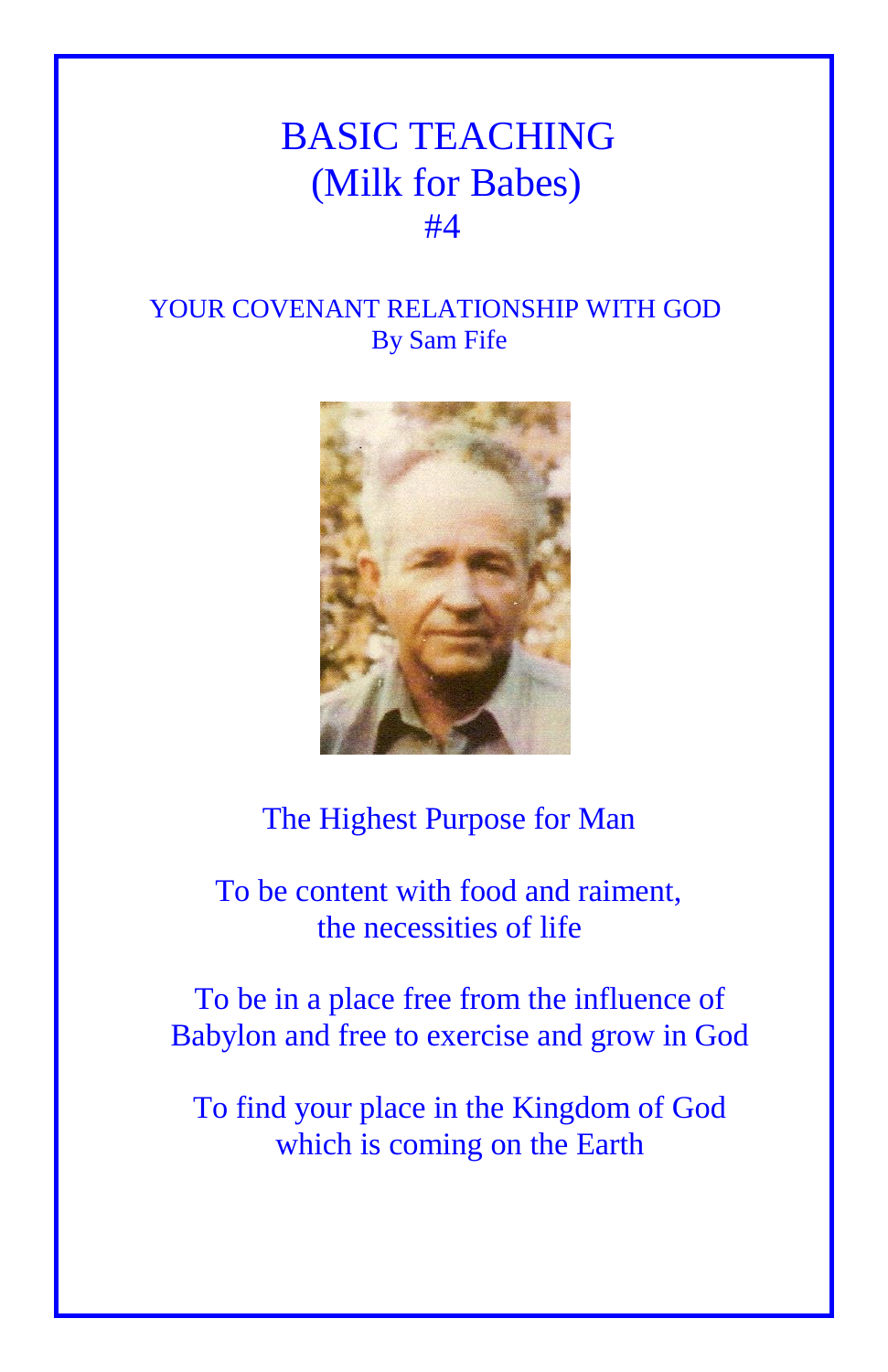# BASIC TEACHING
## (Milk for Babes)
## #4

### YOUR COVENANT RELATIONSHIP WITH GOD
By Sam Fife

The Highest Purpose for Man

To be content with food and raiment, the necessities of life

To be in a place free from the influence of Babylon and free to exercise and grow in God

To find your place in the Kingdom of God which is coming on the Earth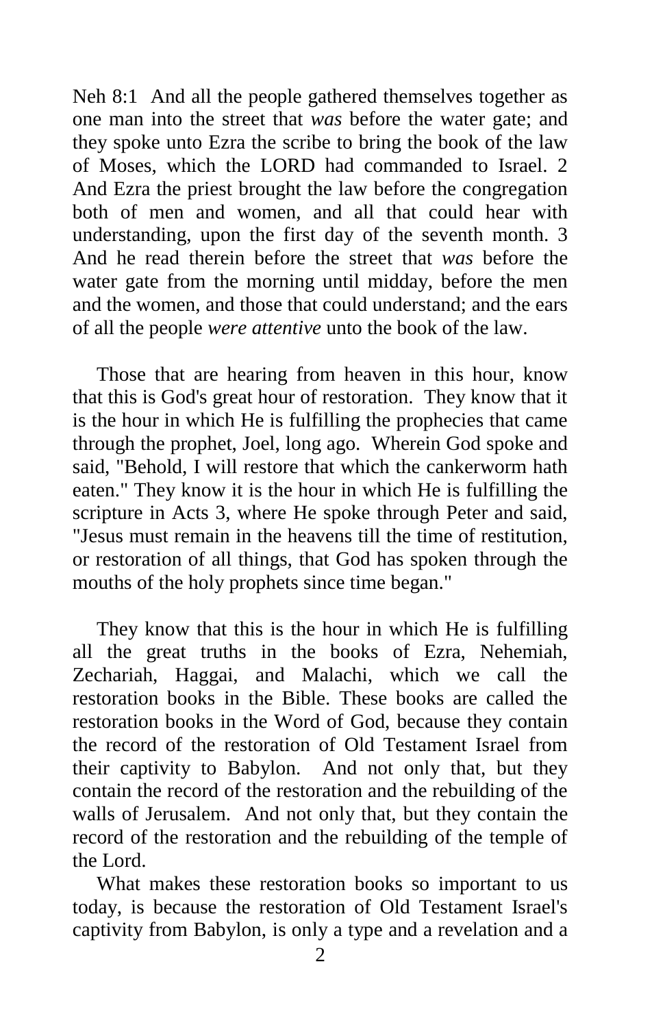Neh 8:1 And all the people gathered themselves together as one man into the street that *was* before the water gate; and they spoke unto Ezra the scribe to bring the book of the law of Moses, which the LORD had commanded to Israel. 2 And Ezra the priest brought the law before the congregation both of men and women, and all that could hear with understanding, upon the first day of the seventh month. 3 And he read therein before the street that *was* before the water gate from the morning until midday, before the men and the women, and those that could understand; and the ears of all the people *were attentive* unto the book of the law.

Those that are hearing from heaven in this hour, know that this is God's great hour of restoration. They know that it is the hour in which He is fulfilling the prophecies that came through the prophet, Joel, long ago. Wherein God spoke and said, "Behold, I will restore that which the cankerworm hath eaten." They know it is the hour in which He is fulfilling the scripture in Acts 3, where He spoke through Peter and said, "Jesus must remain in the heavens till the time of restitution, or restoration of all things, that God has spoken through the mouths of the holy prophets since time began."

They know that this is the hour in which He is fulfilling all the great truths in the books of Ezra, Nehemiah, Zechariah, Haggai, and Malachi, which we call the restoration books in the Bible. These books are called the restoration books in the Word of God, because they contain the record of the restoration of Old Testament Israel from their captivity to Babylon. And not only that, but they contain the record of the restoration and the rebuilding of the walls of Jerusalem. And not only that, but they contain the record of the restoration and the rebuilding of the temple of the Lord.

What makes these restoration books so important to us today, is because the restoration of Old Testament Israel's captivity from Babylon, is only a type and a revelation and a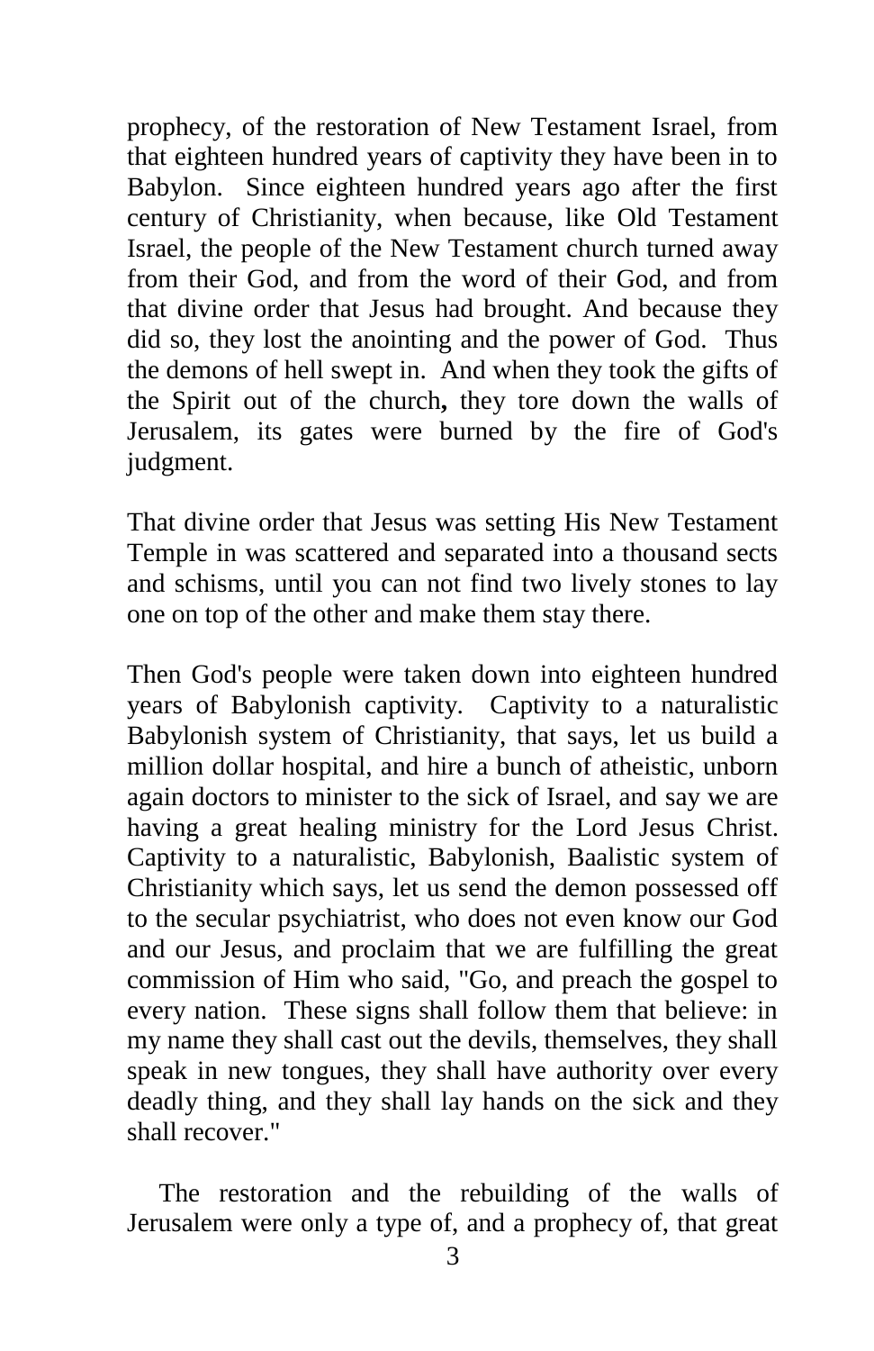prophecy, of the restoration of New Testament Israel, from that eighteen hundred years of captivity they have been in to Babylon. Since eighteen hundred years ago after the first century of Christianity, when because, like Old Testament Israel, the people of the New Testament church turned away from their God, and from the word of their God, and from that divine order that Jesus had brought. And because they did so, they lost the anointing and the power of God. Thus the demons of hell swept in. And when they took the gifts of the Spirit out of the church**,** they tore down the walls of Jerusalem, its gates were burned by the fire of God's judgment.

That divine order that Jesus was setting His New Testament Temple in was scattered and separated into a thousand sects and schisms, until you can not find two lively stones to lay one on top of the other and make them stay there.

Then God's people were taken down into eighteen hundred years of Babylonish captivity. Captivity to a naturalistic Babylonish system of Christianity, that says, let us build a million dollar hospital, and hire a bunch of atheistic, unborn again doctors to minister to the sick of Israel, and say we are having a great healing ministry for the Lord Jesus Christ. Captivity to a naturalistic, Babylonish, Baalistic system of Christianity which says, let us send the demon possessed off to the secular psychiatrist, who does not even know our God and our Jesus, and proclaim that we are fulfilling the great commission of Him who said, "Go, and preach the gospel to every nation. These signs shall follow them that believe: in my name they shall cast out the devils, themselves, they shall speak in new tongues, they shall have authority over every deadly thing, and they shall lay hands on the sick and they shall recover."

The restoration and the rebuilding of the walls of Jerusalem were only a type of, and a prophecy of, that great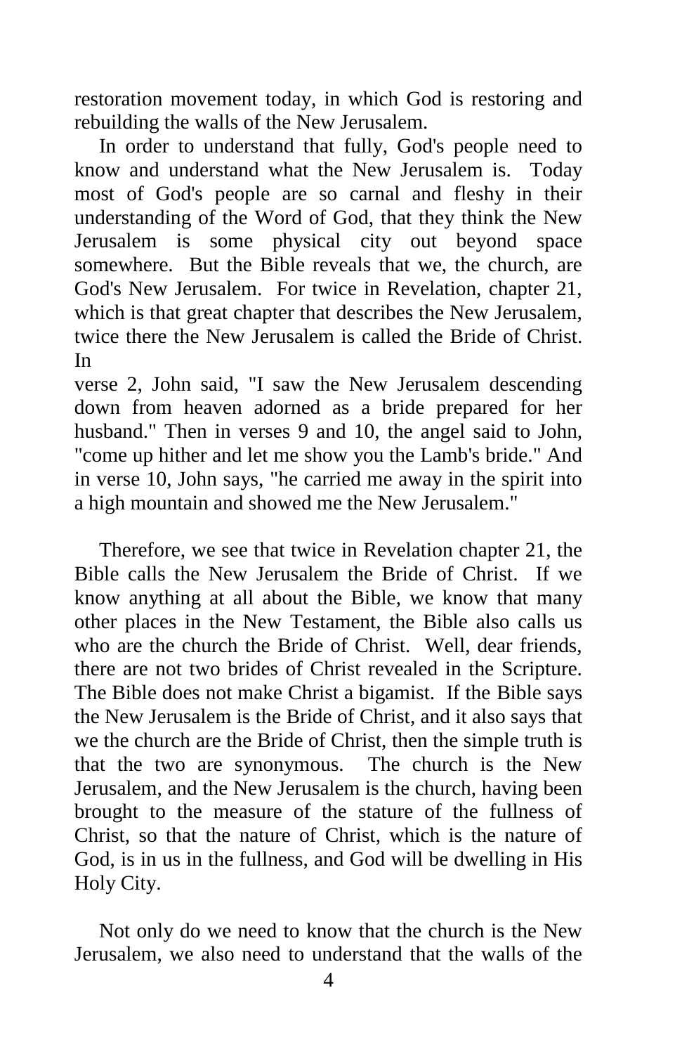restoration movement today, in which God is restoring and rebuilding the walls of the New Jerusalem.

In order to understand that fully, God's people need to know and understand what the New Jerusalem is. Today most of God's people are so carnal and fleshy in their understanding of the Word of God, that they think the New Jerusalem is some physical city out beyond space somewhere. But the Bible reveals that we, the church, are God's New Jerusalem. For twice in Revelation, chapter 21, which is that great chapter that describes the New Jerusalem, twice there the New Jerusalem is called the Bride of Christ. In verse 2, John said, "I saw the New Jerusalem descending down from heaven adorned as a bride prepared for her husband." Then in verses 9 and 10, the angel said to John, "come up hither and let me show you the Lamb's bride." And in verse 10, John says, "he carried me away in the spirit into a high mountain and showed me the New Jerusalem."

Therefore, we see that twice in Revelation chapter 21, the Bible calls the New Jerusalem the Bride of Christ. If we know anything at all about the Bible, we know that many other places in the New Testament, the Bible also calls us who are the church the Bride of Christ. Well, dear friends, there are not two brides of Christ revealed in the Scripture. The Bible does not make Christ a bigamist. If the Bible says the New Jerusalem is the Bride of Christ, and it also says that we the church are the Bride of Christ, then the simple truth is that the two are synonymous. The church is the New Jerusalem, and the New Jerusalem is the church, having been brought to the measure of the stature of the fullness of Christ, so that the nature of Christ, which is the nature of God, is in us in the fullness, and God will be dwelling in His Holy City.

Not only do we need to know that the church is the New Jerusalem, we also need to understand that the walls of the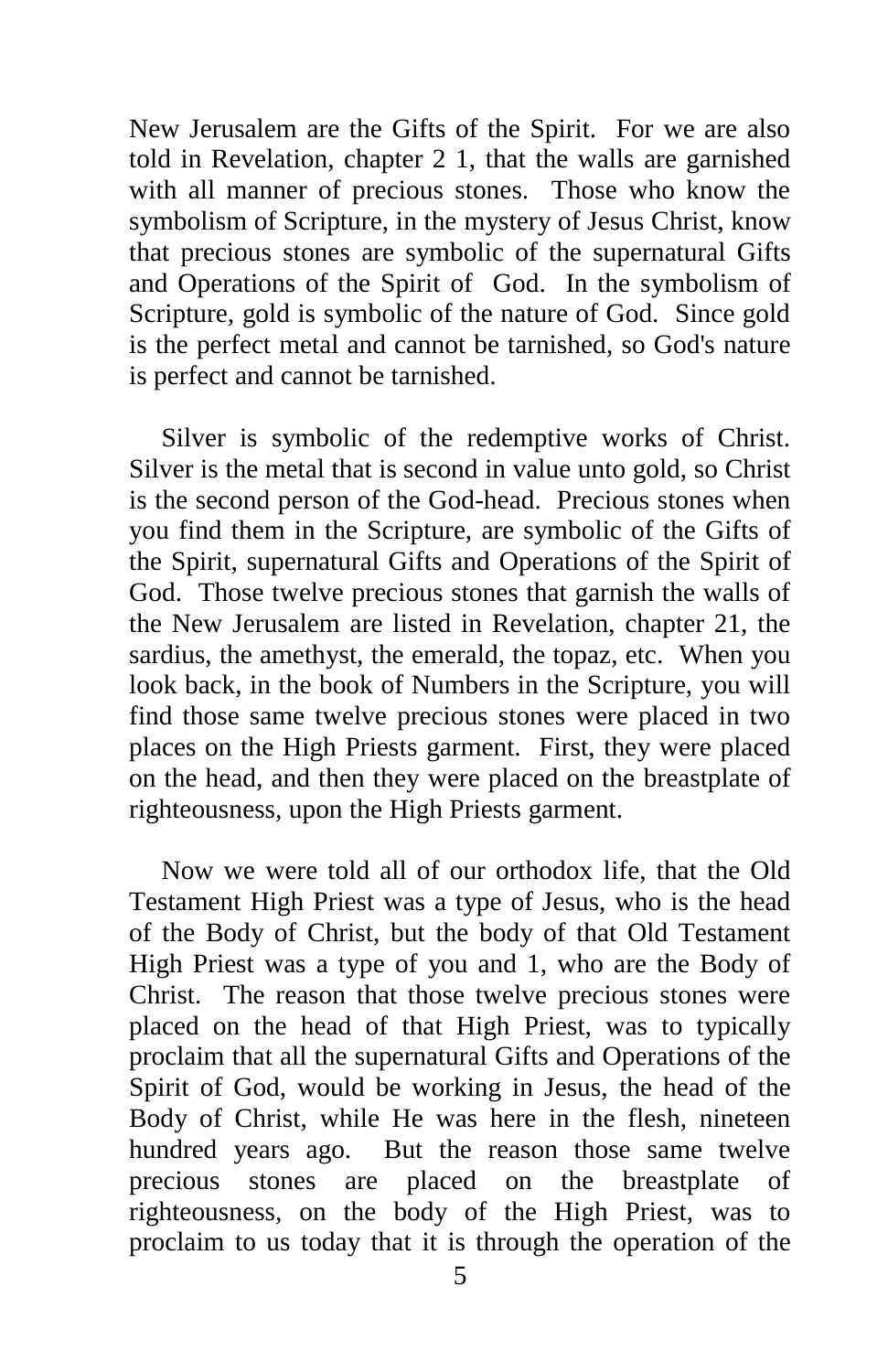New Jerusalem are the Gifts of the Spirit. For we are also told in Revelation, chapter 2 1, that the walls are garnished with all manner of precious stones. Those who know the symbolism of Scripture, in the mystery of Jesus Christ, know that precious stones are symbolic of the supernatural Gifts and Operations of the Spirit of God. In the symbolism of Scripture, gold is symbolic of the nature of God. Since gold is the perfect metal and cannot be tarnished, so God's nature is perfect and cannot be tarnished.

Silver is symbolic of the redemptive works of Christ. Silver is the metal that is second in value unto gold, so Christ is the second person of the God-head. Precious stones when you find them in the Scripture, are symbolic of the Gifts of the Spirit, supernatural Gifts and Operations of the Spirit of God. Those twelve precious stones that garnish the walls of the New Jerusalem are listed in Revelation, chapter 21, the sardius, the amethyst, the emerald, the topaz, etc. When you look back, in the book of Numbers in the Scripture, you will find those same twelve precious stones were placed in two places on the High Priests garment. First, they were placed on the head, and then they were placed on the breastplate of righteousness, upon the High Priests garment.

Now we were told all of our orthodox life, that the Old Testament High Priest was a type of Jesus, who is the head of the Body of Christ, but the body of that Old Testament High Priest was a type of you and 1, who are the Body of Christ. The reason that those twelve precious stones were placed on the head of that High Priest, was to typically proclaim that all the supernatural Gifts and Operations of the Spirit of God, would be working in Jesus, the head of the Body of Christ, while He was here in the flesh, nineteen hundred years ago. But the reason those same twelve precious stones are placed on the breastplate of righteousness, on the body of the High Priest, was to proclaim to us today that it is through the operation of the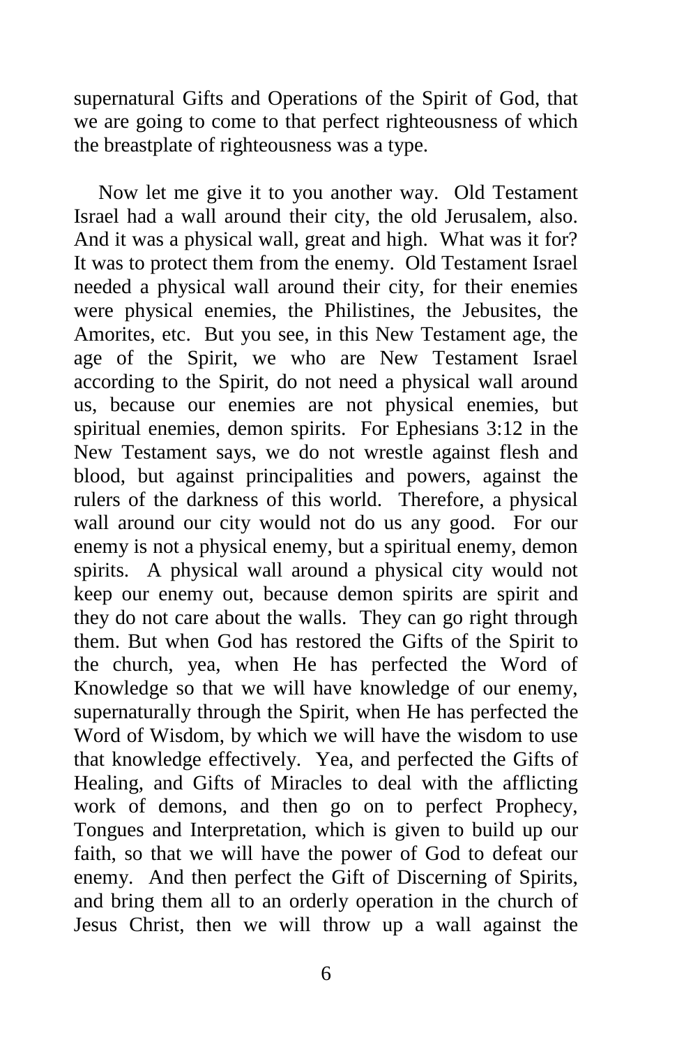supernatural Gifts and Operations of the Spirit of God, that we are going to come to that perfect righteousness of which the breastplate of righteousness was a type.

Now let me give it to you another way. Old Testament Israel had a wall around their city, the old Jerusalem, also. And it was a physical wall, great and high. What was it for? It was to protect them from the enemy. Old Testament Israel needed a physical wall around their city, for their enemies were physical enemies, the Philistines, the Jebusites, the Amorites, etc. But you see, in this New Testament age, the age of the Spirit, we who are New Testament Israel according to the Spirit, do not need a physical wall around us, because our enemies are not physical enemies, but spiritual enemies, demon spirits. For Ephesians 3:12 in the New Testament says, we do not wrestle against flesh and blood, but against principalities and powers, against the rulers of the darkness of this world. Therefore, a physical wall around our city would not do us any good. For our enemy is not a physical enemy, but a spiritual enemy, demon spirits. A physical wall around a physical city would not keep our enemy out, because demon spirits are spirit and they do not care about the walls. They can go right through them. But when God has restored the Gifts of the Spirit to the church, yea, when He has perfected the Word of Knowledge so that we will have knowledge of our enemy, supernaturally through the Spirit, when He has perfected the Word of Wisdom, by which we will have the wisdom to use that knowledge effectively. Yea, and perfected the Gifts of Healing, and Gifts of Miracles to deal with the afflicting work of demons, and then go on to perfect Prophecy, Tongues and Interpretation, which is given to build up our faith, so that we will have the power of God to defeat our enemy. And then perfect the Gift of Discerning of Spirits, and bring them all to an orderly operation in the church of Jesus Christ, then we will throw up a wall against the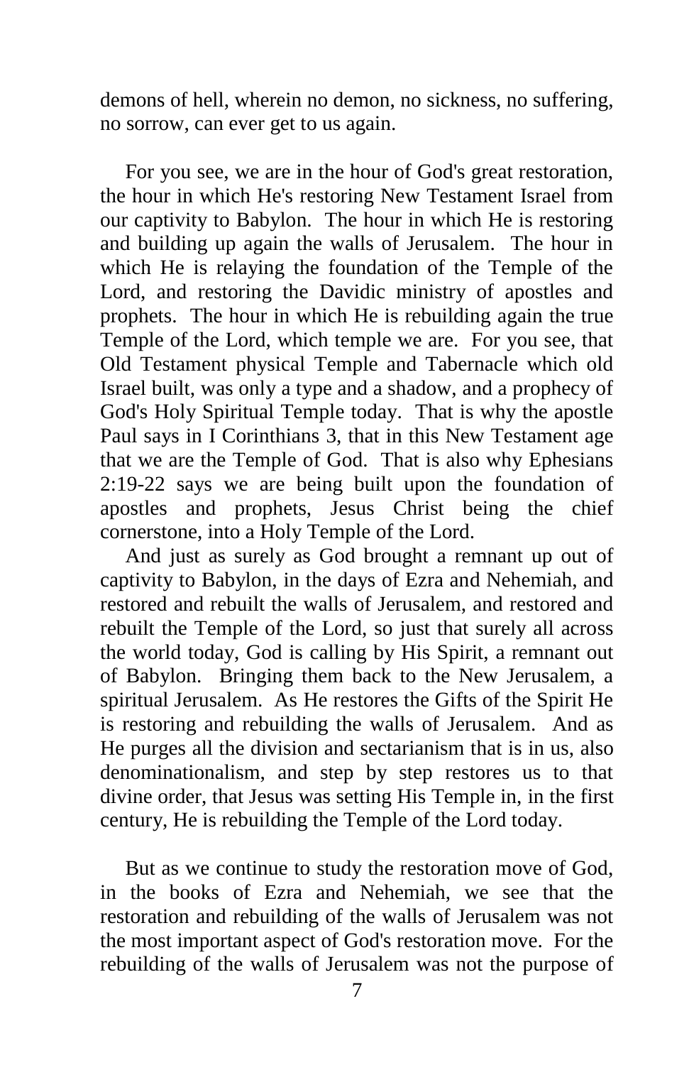demons of hell, wherein no demon, no sickness, no suffering, no sorrow, can ever get to us again.

For you see, we are in the hour of God's great restoration, the hour in which He's restoring New Testament Israel from our captivity to Babylon. The hour in which He is restoring and building up again the walls of Jerusalem. The hour in which He is relaying the foundation of the Temple of the Lord, and restoring the Davidic ministry of apostles and prophets. The hour in which He is rebuilding again the true Temple of the Lord, which temple we are. For you see, that Old Testament physical Temple and Tabernacle which old Israel built, was only a type and a shadow, and a prophecy of God's Holy Spiritual Temple today. That is why the apostle Paul says in I Corinthians 3, that in this New Testament age that we are the Temple of God. That is also why Ephesians 2:19-22 says we are being built upon the foundation of apostles and prophets, Jesus Christ being the chief cornerstone, into a Holy Temple of the Lord.

And just as surely as God brought a remnant up out of captivity to Babylon, in the days of Ezra and Nehemiah, and restored and rebuilt the walls of Jerusalem, and restored and rebuilt the Temple of the Lord, so just that surely all across the world today, God is calling by His Spirit, a remnant out of Babylon. Bringing them back to the New Jerusalem, a spiritual Jerusalem. As He restores the Gifts of the Spirit He is restoring and rebuilding the walls of Jerusalem. And as He purges all the division and sectarianism that is in us, also denominationalism, and step by step restores us to that divine order, that Jesus was setting His Temple in, in the first century, He is rebuilding the Temple of the Lord today.

But as we continue to study the restoration move of God, in the books of Ezra and Nehemiah, we see that the restoration and rebuilding of the walls of Jerusalem was not the most important aspect of God's restoration move. For the rebuilding of the walls of Jerusalem was not the purpose of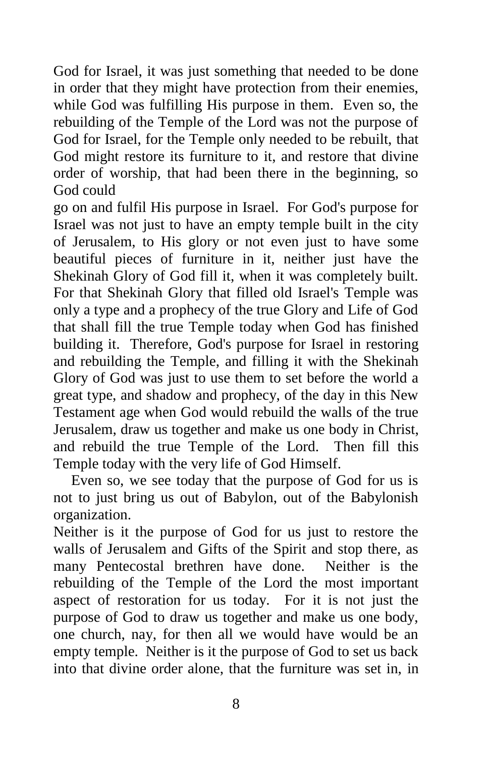God for Israel, it was just something that needed to be done in order that they might have protection from their enemies, while God was fulfilling His purpose in them. Even so, the rebuilding of the Temple of the Lord was not the purpose of God for Israel, for the Temple only needed to be rebuilt, that God might restore its furniture to it, and restore that divine order of worship, that had been there in the beginning, so God could go on and fulfil His purpose in Israel. For God's purpose for Israel was not just to have an empty temple built in the city of Jerusalem, to His glory or not even just to have some beautiful pieces of furniture in it, neither just have the Shekinah Glory of God fill it, when it was completely built. For that Shekinah Glory that filled old Israel's Temple was only a type and a prophecy of the true Glory and Life of God that shall fill the true Temple today when God has finished building it. Therefore, God's purpose for Israel in restoring and rebuilding the Temple, and filling it with the Shekinah Glory of God was just to use them to set before the world a great type, and shadow and prophecy, of the day in this New Testament age when God would rebuild the walls of the true Jerusalem, draw us together and make us one body in Christ, and rebuild the true Temple of the Lord. Then fill this Temple today with the very life of God Himself.

Even so, we see today that the purpose of God for us is not to just bring us out of Babylon, out of the Babylonish organization.

Neither is it the purpose of God for us just to restore the walls of Jerusalem and Gifts of the Spirit and stop there, as many Pentecostal brethren have done. Neither is the rebuilding of the Temple of the Lord the most important aspect of restoration for us today. For it is not just the purpose of God to draw us together and make us one body, one church, nay, for then all we would have would be an empty temple. Neither is it the purpose of God to set us back into that divine order alone, that the furniture was set in, in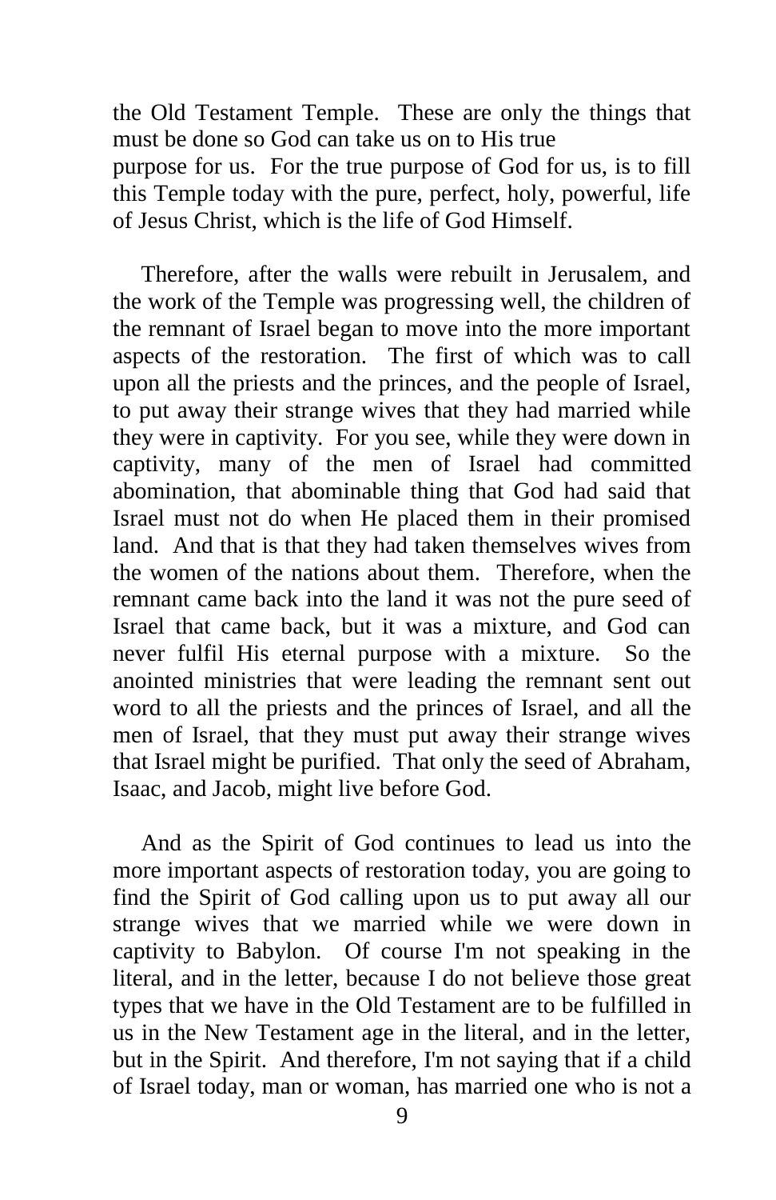the Old Testament Temple. These are only the things that must be done so God can take us on to His true purpose for us. For the true purpose of God for us, is to fill this Temple today with the pure, perfect, holy, powerful, life of Jesus Christ, which is the life of God Himself.

Therefore, after the walls were rebuilt in Jerusalem, and the work of the Temple was progressing well, the children of the remnant of Israel began to move into the more important aspects of the restoration. The first of which was to call upon all the priests and the princes, and the people of Israel, to put away their strange wives that they had married while they were in captivity. For you see, while they were down in captivity, many of the men of Israel had committed abomination, that abominable thing that God had said that Israel must not do when He placed them in their promised land. And that is that they had taken themselves wives from the women of the nations about them. Therefore, when the remnant came back into the land it was not the pure seed of Israel that came back, but it was a mixture, and God can never fulfil His eternal purpose with a mixture. So the anointed ministries that were leading the remnant sent out word to all the priests and the princes of Israel, and all the men of Israel, that they must put away their strange wives that Israel might be purified. That only the seed of Abraham, Isaac, and Jacob, might live before God.

And as the Spirit of God continues to lead us into the more important aspects of restoration today, you are going to find the Spirit of God calling upon us to put away all our strange wives that we married while we were down in captivity to Babylon. Of course I'm not speaking in the literal, and in the letter, because I do not believe those great types that we have in the Old Testament are to be fulfilled in us in the New Testament age in the literal, and in the letter, but in the Spirit. And therefore, I'm not saying that if a child of Israel today, man or woman, has married one who is not a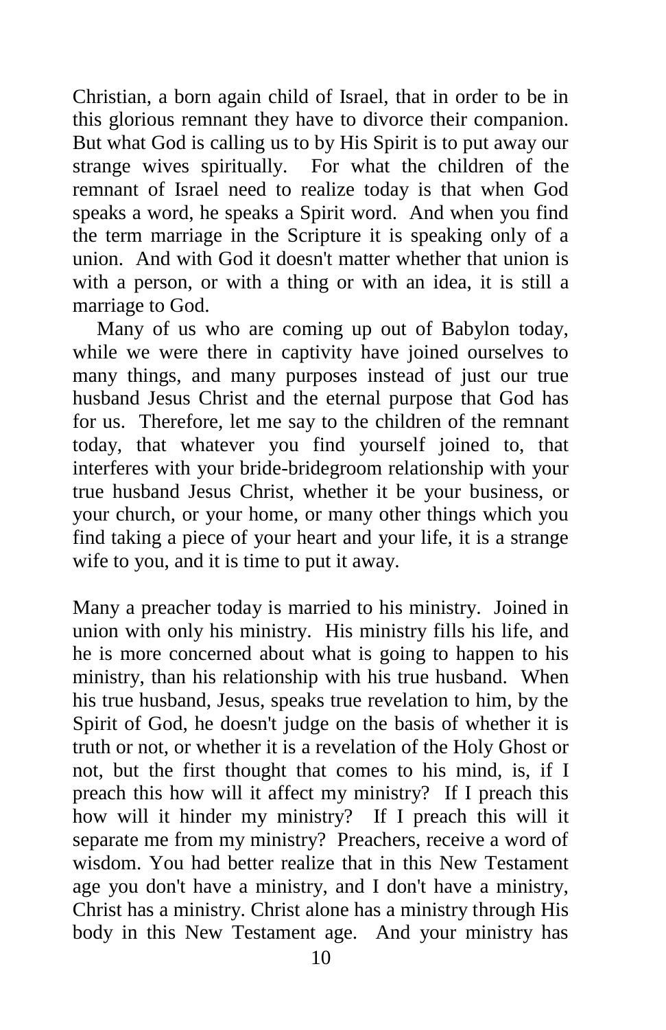Christian, a born again child of Israel, that in order to be in this glorious remnant they have to divorce their companion. But what God is calling us to by His Spirit is to put away our strange wives spiritually. For what the children of the remnant of Israel need to realize today is that when God speaks a word, he speaks a Spirit word. And when you find the term marriage in the Scripture it is speaking only of a union. And with God it doesn't matter whether that union is with a person, or with a thing or with an idea, it is still a marriage to God.

Many of us who are coming up out of Babylon today, while we were there in captivity have joined ourselves to many things, and many purposes instead of just our true husband Jesus Christ and the eternal purpose that God has for us. Therefore, let me say to the children of the remnant today, that whatever you find yourself joined to, that interferes with your bride-bridegroom relationship with your true husband Jesus Christ, whether it be your business, or your church, or your home, or many other things which you find taking a piece of your heart and your life, it is a strange wife to you, and it is time to put it away.

Many a preacher today is married to his ministry. Joined in union with only his ministry. His ministry fills his life, and he is more concerned about what is going to happen to his ministry, than his relationship with his true husband. When his true husband, Jesus, speaks true revelation to him, by the Spirit of God, he doesn't judge on the basis of whether it is truth or not, or whether it is a revelation of the Holy Ghost or not, but the first thought that comes to his mind, is, if I preach this how will it affect my ministry? If I preach this how will it hinder my ministry? If I preach this will it separate me from my ministry? Preachers, receive a word of wisdom. You had better realize that in this New Testament age you don't have a ministry, and I don't have a ministry, Christ has a ministry. Christ alone has a ministry through His body in this New Testament age. And your ministry has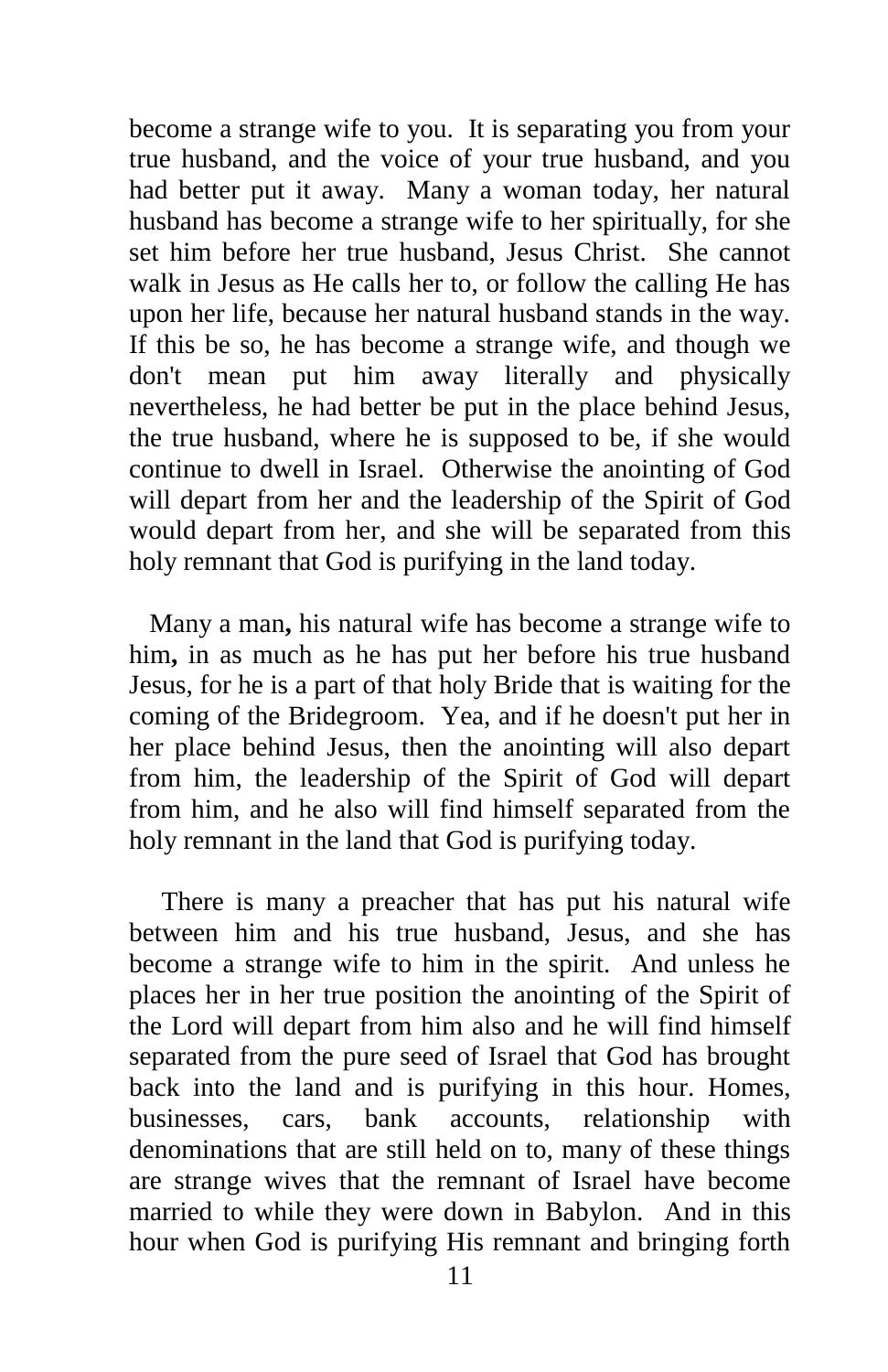become a strange wife to you. It is separating you from your true husband, and the voice of your true husband, and you had better put it away. Many a woman today, her natural husband has become a strange wife to her spiritually, for she set him before her true husband, Jesus Christ. She cannot walk in Jesus as He calls her to, or follow the calling He has upon her life, because her natural husband stands in the way. If this be so, he has become a strange wife, and though we don't mean put him away literally and physically nevertheless, he had better be put in the place behind Jesus, the true husband, where he is supposed to be, if she would continue to dwell in Israel. Otherwise the anointing of God will depart from her and the leadership of the Spirit of God would depart from her, and she will be separated from this holy remnant that God is purifying in the land today.

Many a man**,** his natural wife has become a strange wife to him**,** in as much as he has put her before his true husband Jesus, for he is a part of that holy Bride that is waiting for the coming of the Bridegroom. Yea, and if he doesn't put her in her place behind Jesus, then the anointing will also depart from him, the leadership of the Spirit of God will depart from him, and he also will find himself separated from the holy remnant in the land that God is purifying today.

There is many a preacher that has put his natural wife between him and his true husband, Jesus, and she has become a strange wife to him in the spirit. And unless he places her in her true position the anointing of the Spirit of the Lord will depart from him also and he will find himself separated from the pure seed of Israel that God has brought back into the land and is purifying in this hour. Homes, businesses, cars, bank accounts, relationship with denominations that are still held on to, many of these things are strange wives that the remnant of Israel have become married to while they were down in Babylon. And in this hour when God is purifying His remnant and bringing forth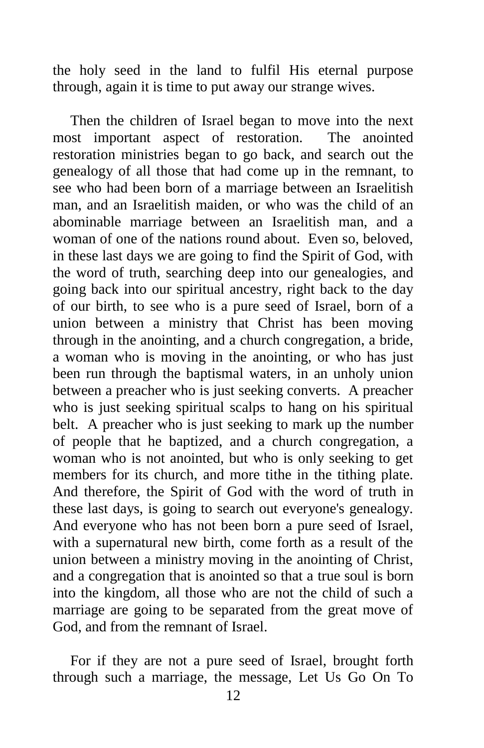the holy seed in the land to fulfil His eternal purpose through, again it is time to put away our strange wives.

Then the children of Israel began to move into the next most important aspect of restoration. The anointed restoration ministries began to go back, and search out the genealogy of all those that had come up in the remnant, to see who had been born of a marriage between an Israelitish man, and an Israelitish maiden, or who was the child of an abominable marriage between an Israelitish man, and a woman of one of the nations round about. Even so, beloved, in these last days we are going to find the Spirit of God, with the word of truth, searching deep into our genealogies, and going back into our spiritual ancestry, right back to the day of our birth, to see who is a pure seed of Israel, born of a union between a ministry that Christ has been moving through in the anointing, and a church congregation, a bride, a woman who is moving in the anointing, or who has just been run through the baptismal waters, in an unholy union between a preacher who is just seeking converts. A preacher who is just seeking spiritual scalps to hang on his spiritual belt. A preacher who is just seeking to mark up the number of people that he baptized, and a church congregation, a woman who is not anointed, but who is only seeking to get members for its church, and more tithe in the tithing plate. And therefore, the Spirit of God with the word of truth in these last days, is going to search out everyone's genealogy. And everyone who has not been born a pure seed of Israel, with a supernatural new birth, come forth as a result of the union between a ministry moving in the anointing of Christ, and a congregation that is anointed so that a true soul is born into the kingdom, all those who are not the child of such a marriage are going to be separated from the great move of God, and from the remnant of Israel.

For if they are not a pure seed of Israel, brought forth through such a marriage, the message, Let Us Go On To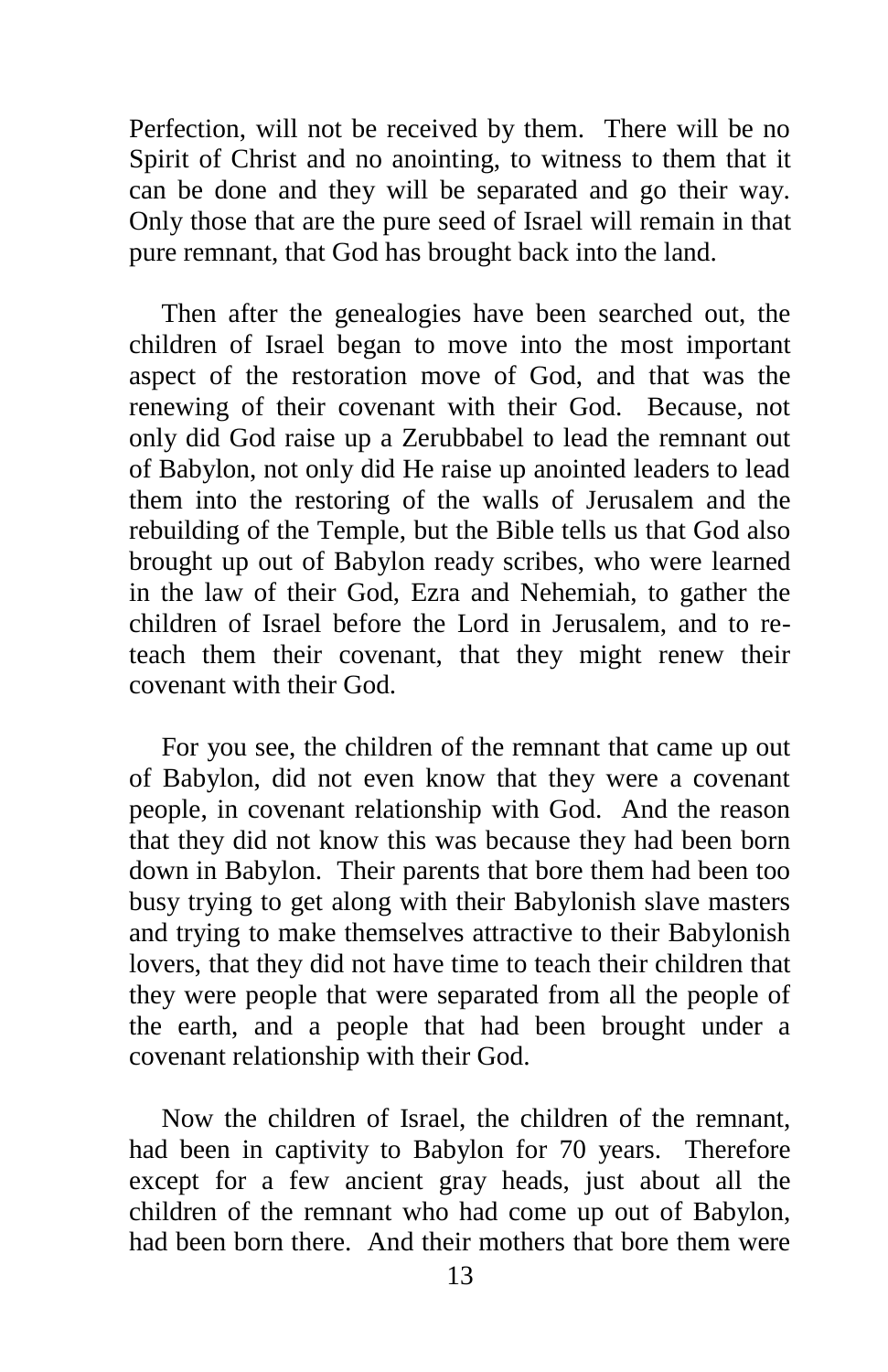Perfection, will not be received by them. There will be no Spirit of Christ and no anointing, to witness to them that it can be done and they will be separated and go their way. Only those that are the pure seed of Israel will remain in that pure remnant, that God has brought back into the land.

Then after the genealogies have been searched out, the children of Israel began to move into the most important aspect of the restoration move of God, and that was the renewing of their covenant with their God. Because, not only did God raise up a Zerubbabel to lead the remnant out of Babylon, not only did He raise up anointed leaders to lead them into the restoring of the walls of Jerusalem and the rebuilding of the Temple, but the Bible tells us that God also brought up out of Babylon ready scribes, who were learned in the law of their God, Ezra and Nehemiah, to gather the children of Israel before the Lord in Jerusalem, and to re-teach them their covenant, that they might renew their covenant with their God.

For you see, the children of the remnant that came up out of Babylon, did not even know that they were a covenant people, in covenant relationship with God. And the reason that they did not know this was because they had been born down in Babylon. Their parents that bore them had been too busy trying to get along with their Babylonish slave masters and trying to make themselves attractive to their Babylonish lovers, that they did not have time to teach their children that they were people that were separated from all the people of the earth, and a people that had been brought under a covenant relationship with their God.

Now the children of Israel, the children of the remnant, had been in captivity to Babylon for 70 years. Therefore except for a few ancient gray heads, just about all the children of the remnant who had come up out of Babylon, had been born there. And their mothers that bore them were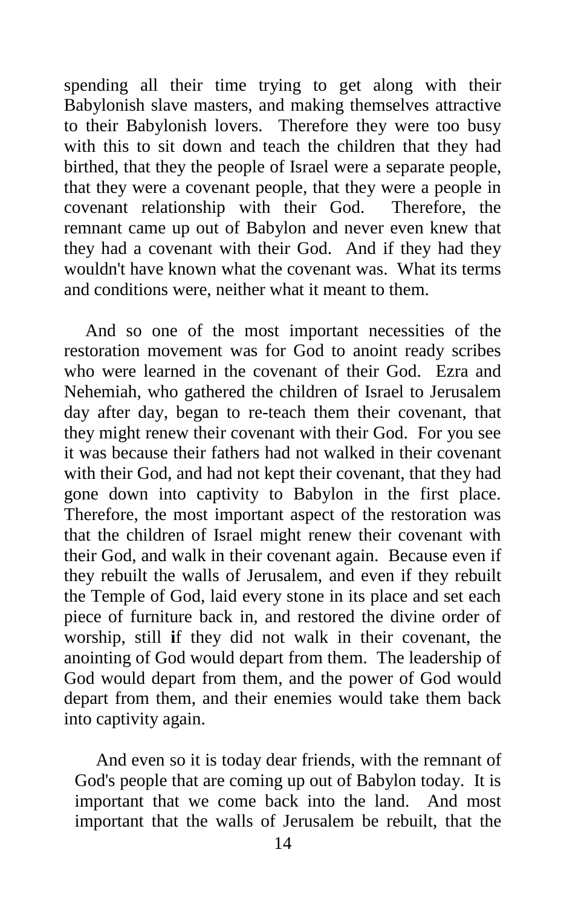spending all their time trying to get along with their Babylonish slave masters, and making themselves attractive to their Babylonish lovers. Therefore they were too busy with this to sit down and teach the children that they had birthed, that they the people of Israel were a separate people, that they were a covenant people, that they were a people in covenant relationship with their God. Therefore, the remnant came up out of Babylon and never even knew that they had a covenant with their God. And if they had they wouldn't have known what the covenant was. What its terms and conditions were, neither what it meant to them.

And so one of the most important necessities of the restoration movement was for God to anoint ready scribes who were learned in the covenant of their God. Ezra and Nehemiah, who gathered the children of Israel to Jerusalem day after day, began to re-teach them their covenant, that they might renew their covenant with their God. For you see it was because their fathers had not walked in their covenant with their God, and had not kept their covenant, that they had gone down into captivity to Babylon in the first place. Therefore, the most important aspect of the restoration was that the children of Israel might renew their covenant with their God, and walk in their covenant again. Because even if they rebuilt the walls of Jerusalem, and even if they rebuilt the Temple of God, laid every stone in its place and set each piece of furniture back in, and restored the divine order of worship, still **i**f they did not walk in their covenant, the anointing of God would depart from them. The leadership of God would depart from them, and the power of God would depart from them, and their enemies would take them back into captivity again.

And even so it is today dear friends, with the remnant of God's people that are coming up out of Babylon today. It is important that we come back into the land. And most important that the walls of Jerusalem be rebuilt, that the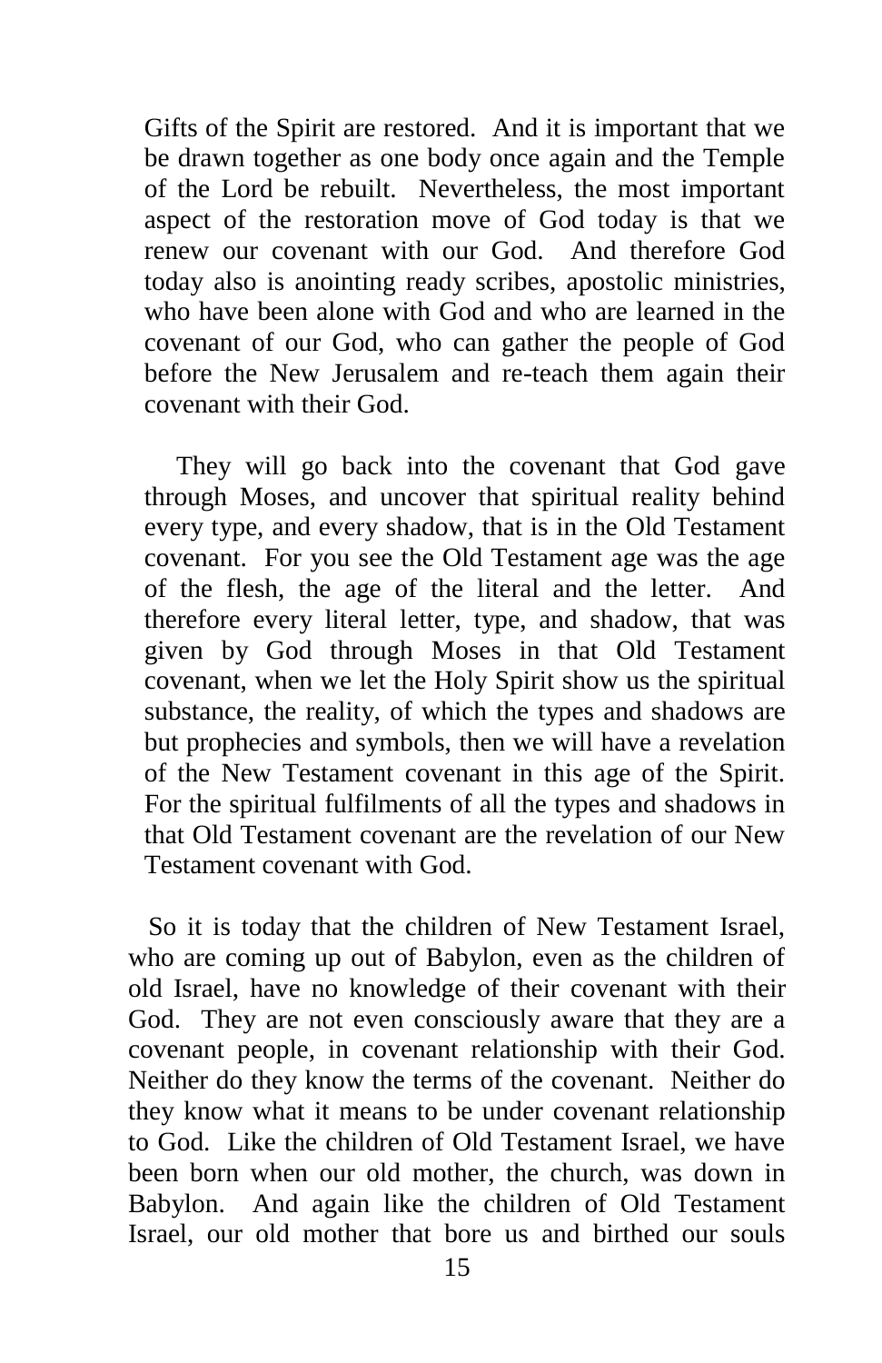Gifts of the Spirit are restored. And it is important that we be drawn together as one body once again and the Temple of the Lord be rebuilt. Nevertheless, the most important aspect of the restoration move of God today is that we renew our covenant with our God. And therefore God today also is anointing ready scribes, apostolic ministries, who have been alone with God and who are learned in the covenant of our God, who can gather the people of God before the New Jerusalem and re-teach them again their covenant with their God.

They will go back into the covenant that God gave through Moses, and uncover that spiritual reality behind every type, and every shadow, that is in the Old Testament covenant. For you see the Old Testament age was the age of the flesh, the age of the literal and the letter. And therefore every literal letter, type, and shadow, that was given by God through Moses in that Old Testament covenant, when we let the Holy Spirit show us the spiritual substance, the reality, of which the types and shadows are but prophecies and symbols, then we will have a revelation of the New Testament covenant in this age of the Spirit. For the spiritual fulfilments of all the types and shadows in that Old Testament covenant are the revelation of our New Testament covenant with God.

So it is today that the children of New Testament Israel, who are coming up out of Babylon, even as the children of old Israel, have no knowledge of their covenant with their God. They are not even consciously aware that they are a covenant people, in covenant relationship with their God. Neither do they know the terms of the covenant. Neither do they know what it means to be under covenant relationship to God. Like the children of Old Testament Israel, we have been born when our old mother, the church, was down in Babylon. And again like the children of Old Testament Israel, our old mother that bore us and birthed our souls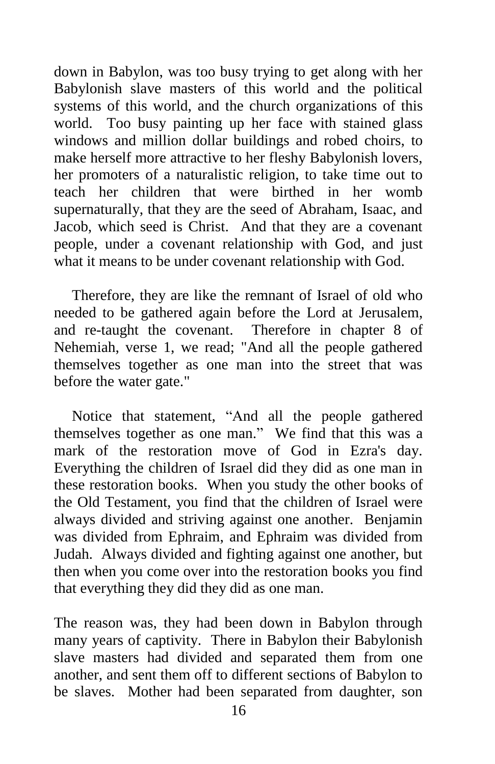down in Babylon, was too busy trying to get along with her Babylonish slave masters of this world and the political systems of this world, and the church organizations of this world. Too busy painting up her face with stained glass windows and million dollar buildings and robed choirs, to make herself more attractive to her fleshy Babylonish lovers, her promoters of a naturalistic religion, to take time out to teach her children that were birthed in her womb supernaturally, that they are the seed of Abraham, Isaac, and Jacob, which seed is Christ. And that they are a covenant people, under a covenant relationship with God, and just what it means to be under covenant relationship with God.

Therefore, they are like the remnant of Israel of old who needed to be gathered again before the Lord at Jerusalem, and re-taught the covenant. Therefore in chapter 8 of Nehemiah, verse 1, we read; "And all the people gathered themselves together as one man into the street that was before the water gate."

Notice that statement, "And all the people gathered themselves together as one man." We find that this was a mark of the restoration move of God in Ezra's day. Everything the children of Israel did they did as one man in these restoration books. When you study the other books of the Old Testament, you find that the children of Israel were always divided and striving against one another. Benjamin was divided from Ephraim, and Ephraim was divided from Judah. Always divided and fighting against one another, but then when you come over into the restoration books you find that everything they did they did as one man.

The reason was, they had been down in Babylon through many years of captivity. There in Babylon their Babylonish slave masters had divided and separated them from one another, and sent them off to different sections of Babylon to be slaves. Mother had been separated from daughter, son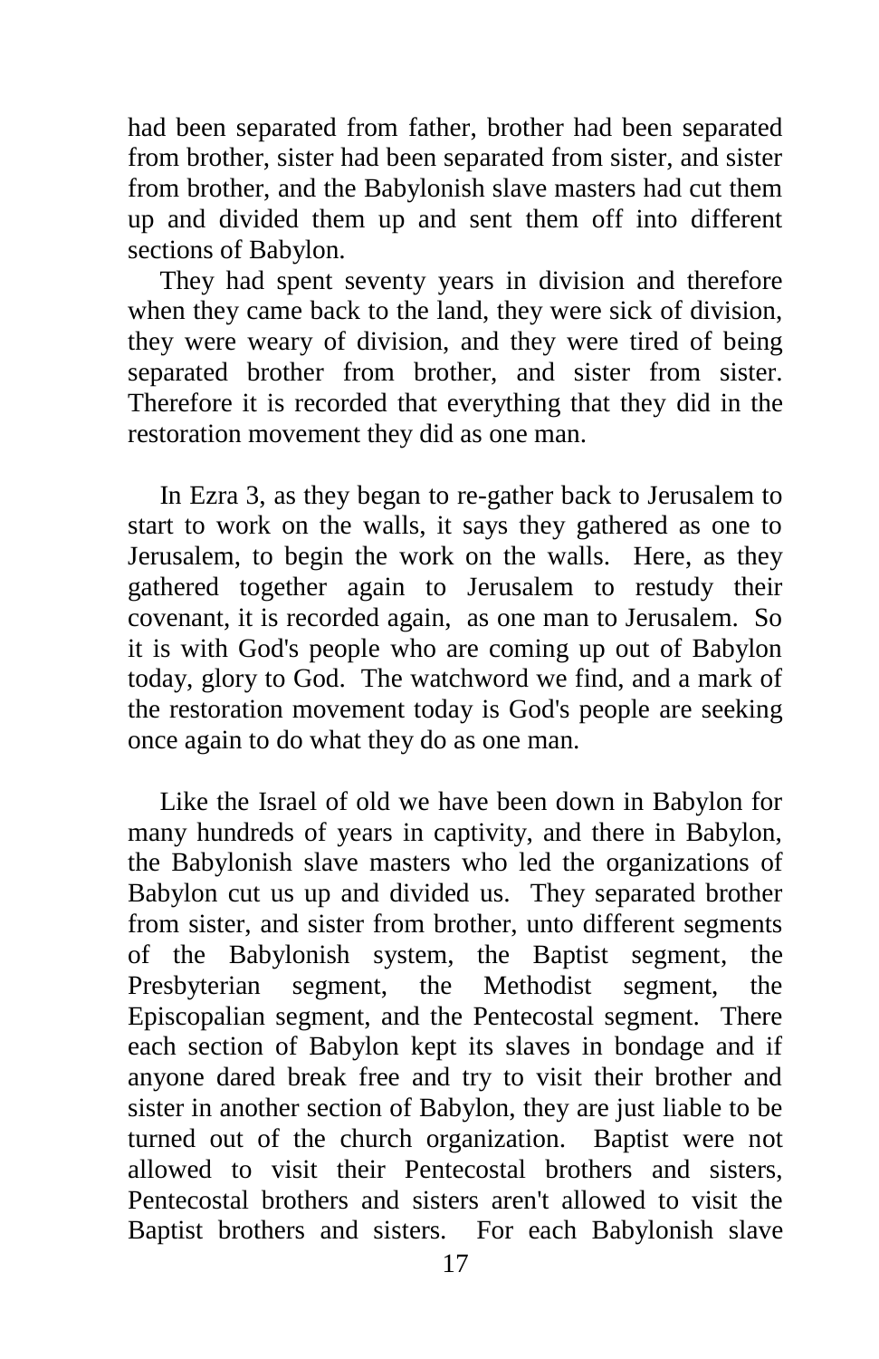had been separated from father, brother had been separated from brother, sister had been separated from sister, and sister from brother, and the Babylonish slave masters had cut them up and divided them up and sent them off into different sections of Babylon.

They had spent seventy years in division and therefore when they came back to the land, they were sick of division, they were weary of division, and they were tired of being separated brother from brother, and sister from sister. Therefore it is recorded that everything that they did in the restoration movement they did as one man.

In Ezra 3, as they began to re-gather back to Jerusalem to start to work on the walls, it says they gathered as one to Jerusalem, to begin the work on the walls. Here, as they gathered together again to Jerusalem to restudy their covenant, it is recorded again, as one man to Jerusalem. So it is with God's people who are coming up out of Babylon today, glory to God. The watchword we find, and a mark of the restoration movement today is God's people are seeking once again to do what they do as one man.

Like the Israel of old we have been down in Babylon for many hundreds of years in captivity, and there in Babylon, the Babylonish slave masters who led the organizations of Babylon cut us up and divided us. They separated brother from sister, and sister from brother, unto different segments of the Babylonish system, the Baptist segment, the Presbyterian segment, the Methodist segment, the Episcopalian segment, and the Pentecostal segment. There each section of Babylon kept its slaves in bondage and if anyone dared break free and try to visit their brother and sister in another section of Babylon, they are just liable to be turned out of the church organization. Baptist were not allowed to visit their Pentecostal brothers and sisters, Pentecostal brothers and sisters aren't allowed to visit the Baptist brothers and sisters. For each Babylonish slave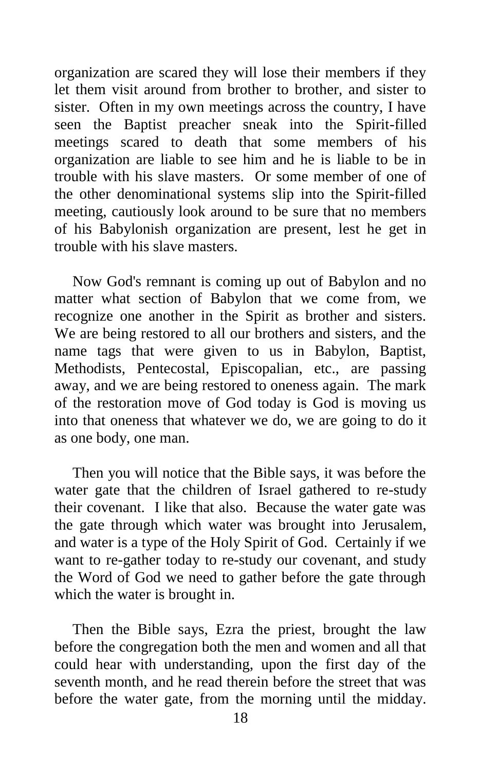organization are scared they will lose their members if they let them visit around from brother to brother, and sister to sister. Often in my own meetings across the country, I have seen the Baptist preacher sneak into the Spirit-filled meetings scared to death that some members of his organization are liable to see him and he is liable to be in trouble with his slave masters. Or some member of one of the other denominational systems slip into the Spirit-filled meeting, cautiously look around to be sure that no members of his Babylonish organization are present, lest he get in trouble with his slave masters.

Now God's remnant is coming up out of Babylon and no matter what section of Babylon that we come from, we recognize one another in the Spirit as brother and sisters. We are being restored to all our brothers and sisters, and the name tags that were given to us in Babylon, Baptist, Methodists, Pentecostal, Episcopalian, etc., are passing away, and we are being restored to oneness again. The mark of the restoration move of God today is God is moving us into that oneness that whatever we do, we are going to do it as one body, one man.

Then you will notice that the Bible says, it was before the water gate that the children of Israel gathered to re-study their covenant. I like that also. Because the water gate was the gate through which water was brought into Jerusalem, and water is a type of the Holy Spirit of God. Certainly if we want to re-gather today to re-study our covenant, and study the Word of God we need to gather before the gate through which the water is brought in.

Then the Bible says, Ezra the priest, brought the law before the congregation both the men and women and all that could hear with understanding, upon the first day of the seventh month, and he read therein before the street that was before the water gate, from the morning until the midday.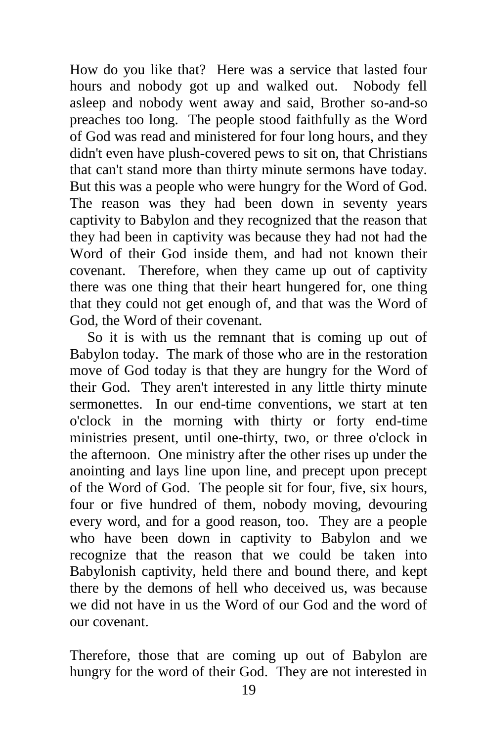How do you like that? Here was a service that lasted four hours and nobody got up and walked out. Nobody fell asleep and nobody went away and said, Brother so-and-so preaches too long. The people stood faithfully as the Word of God was read and ministered for four long hours, and they didn't even have plush-covered pews to sit on, that Christians that can't stand more than thirty minute sermons have today. But this was a people who were hungry for the Word of God. The reason was they had been down in seventy years captivity to Babylon and they recognized that the reason that they had been in captivity was because they had not had the Word of their God inside them, and had not known their covenant. Therefore, when they came up out of captivity there was one thing that their heart hungered for, one thing that they could not get enough of, and that was the Word of God, the Word of their covenant.

So it is with us the remnant that is coming up out of Babylon today. The mark of those who are in the restoration move of God today is that they are hungry for the Word of their God. They aren't interested in any little thirty minute sermonettes. In our end-time conventions, we start at ten o'clock in the morning with thirty or forty end-time ministries present, until one-thirty, two, or three o'clock in the afternoon. One ministry after the other rises up under the anointing and lays line upon line, and precept upon precept of the Word of God. The people sit for four, five, six hours, four or five hundred of them, nobody moving, devouring every word, and for a good reason, too. They are a people who have been down in captivity to Babylon and we recognize that the reason that we could be taken into Babylonish captivity, held there and bound there, and kept there by the demons of hell who deceived us, was because we did not have in us the Word of our God and the word of our covenant.

Therefore, those that are coming up out of Babylon are hungry for the word of their God. They are not interested in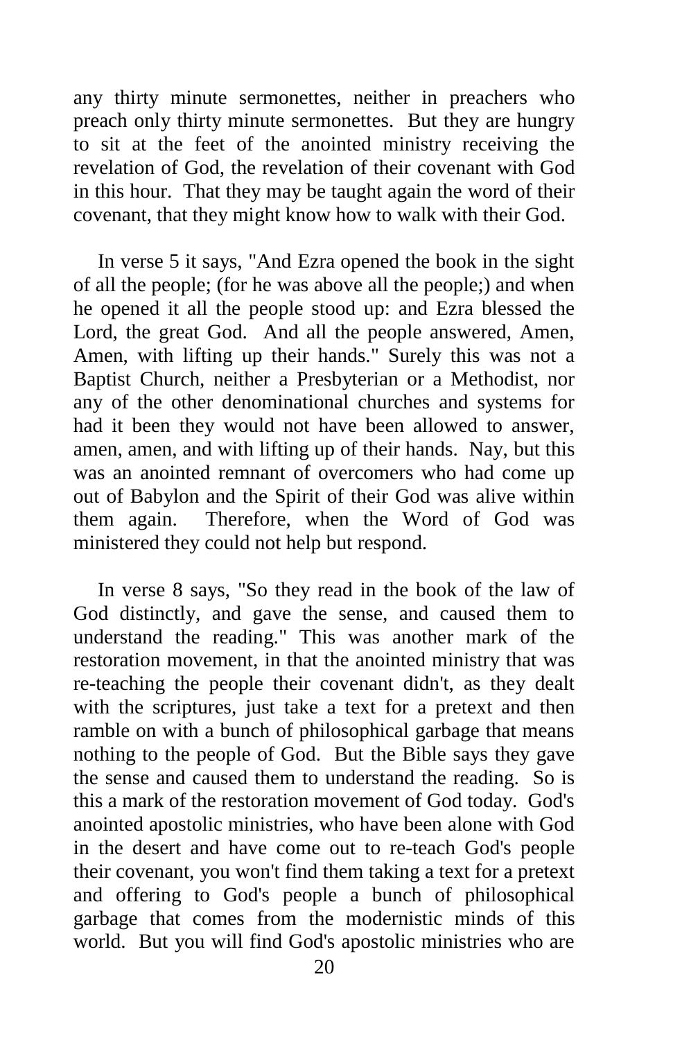any thirty minute sermonettes, neither in preachers who preach only thirty minute sermonettes. But they are hungry to sit at the feet of the anointed ministry receiving the revelation of God, the revelation of their covenant with God in this hour. That they may be taught again the word of their covenant, that they might know how to walk with their God.

In verse 5 it says, "And Ezra opened the book in the sight of all the people; (for he was above all the people;) and when he opened it all the people stood up: and Ezra blessed the Lord, the great God. And all the people answered, Amen, Amen, with lifting up their hands." Surely this was not a Baptist Church, neither a Presbyterian or a Methodist, nor any of the other denominational churches and systems for had it been they would not have been allowed to answer, amen, amen, and with lifting up of their hands. Nay, but this was an anointed remnant of overcomers who had come up out of Babylon and the Spirit of their God was alive within them again. Therefore, when the Word of God was ministered they could not help but respond.

In verse 8 says, "So they read in the book of the law of God distinctly, and gave the sense, and caused them to understand the reading." This was another mark of the restoration movement, in that the anointed ministry that was re-teaching the people their covenant didn't, as they dealt with the scriptures, just take a text for a pretext and then ramble on with a bunch of philosophical garbage that means nothing to the people of God. But the Bible says they gave the sense and caused them to understand the reading. So is this a mark of the restoration movement of God today. God's anointed apostolic ministries, who have been alone with God in the desert and have come out to re-teach God's people their covenant, you won't find them taking a text for a pretext and offering to God's people a bunch of philosophical garbage that comes from the modernistic minds of this world. But you will find God's apostolic ministries who are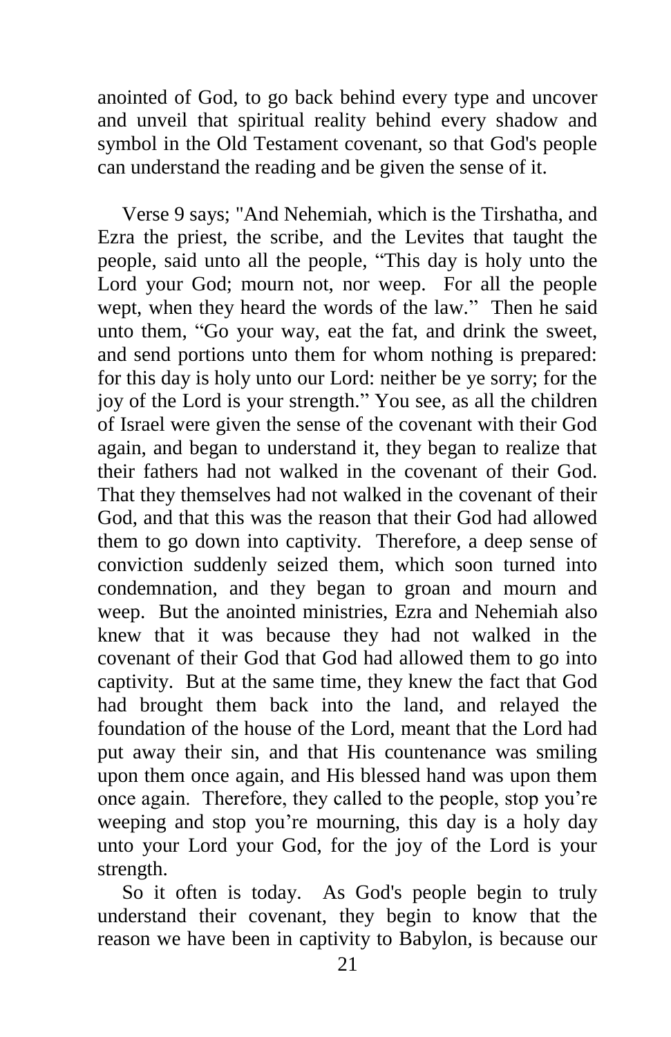anointed of God, to go back behind every type and uncover and unveil that spiritual reality behind every shadow and symbol in the Old Testament covenant, so that God's people can understand the reading and be given the sense of it.

Verse 9 says; "And Nehemiah, which is the Tirshatha, and Ezra the priest, the scribe, and the Levites that taught the people, said unto all the people, “This day is holy unto the Lord your God; mourn not, nor weep. For all the people wept, when they heard the words of the law.” Then he said unto them, “Go your way, eat the fat, and drink the sweet, and send portions unto them for whom nothing is prepared: for this day is holy unto our Lord: neither be ye sorry; for the joy of the Lord is your strength.” You see, as all the children of Israel were given the sense of the covenant with their God again, and began to understand it, they began to realize that their fathers had not walked in the covenant of their God. That they themselves had not walked in the covenant of their God, and that this was the reason that their God had allowed them to go down into captivity. Therefore, a deep sense of conviction suddenly seized them, which soon turned into condemnation, and they began to groan and mourn and weep. But the anointed ministries, Ezra and Nehemiah also knew that it was because they had not walked in the covenant of their God that God had allowed them to go into captivity. But at the same time, they knew the fact that God had brought them back into the land, and relayed the foundation of the house of the Lord, meant that the Lord had put away their sin, and that His countenance was smiling upon them once again, and His blessed hand was upon them once again. Therefore, they called to the people, stop you’re weeping and stop you’re mourning, this day is a holy day unto your Lord your God, for the joy of the Lord is your strength.

So it often is today. As God's people begin to truly understand their covenant, they begin to know that the reason we have been in captivity to Babylon, is because our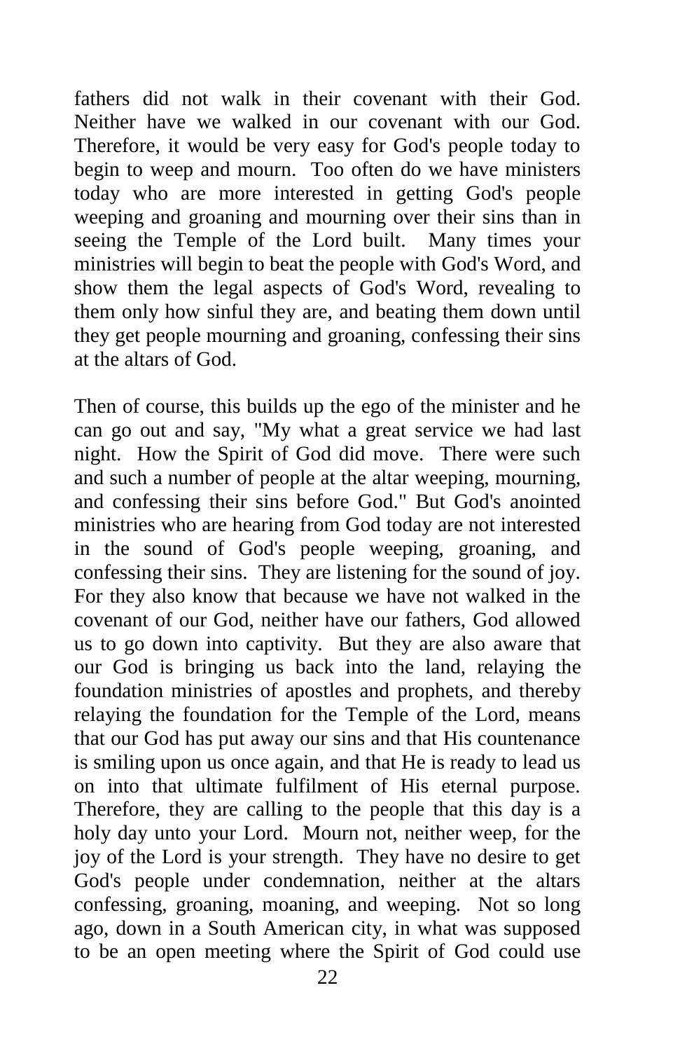fathers did not walk in their covenant with their God. Neither have we walked in our covenant with our God. Therefore, it would be very easy for God's people today to begin to weep and mourn. Too often do we have ministers today who are more interested in getting God's people weeping and groaning and mourning over their sins than in seeing the Temple of the Lord built. Many times your ministries will begin to beat the people with God's Word, and show them the legal aspects of God's Word, revealing to them only how sinful they are, and beating them down until they get people mourning and groaning, confessing their sins at the altars of God.

Then of course, this builds up the ego of the minister and he can go out and say, "My what a great service we had last night. How the Spirit of God did move. There were such and such a number of people at the altar weeping, mourning, and confessing their sins before God." But God's anointed ministries who are hearing from God today are not interested in the sound of God's people weeping, groaning, and confessing their sins. They are listening for the sound of joy. For they also know that because we have not walked in the covenant of our God, neither have our fathers, God allowed us to go down into captivity. But they are also aware that our God is bringing us back into the land, relaying the foundation ministries of apostles and prophets, and thereby relaying the foundation for the Temple of the Lord, means that our God has put away our sins and that His countenance is smiling upon us once again, and that He is ready to lead us on into that ultimate fulfilment of His eternal purpose. Therefore, they are calling to the people that this day is a holy day unto your Lord. Mourn not, neither weep, for the joy of the Lord is your strength. They have no desire to get God's people under condemnation, neither at the altars confessing, groaning, moaning, and weeping. Not so long ago, down in a South American city, in what was supposed to be an open meeting where the Spirit of God could use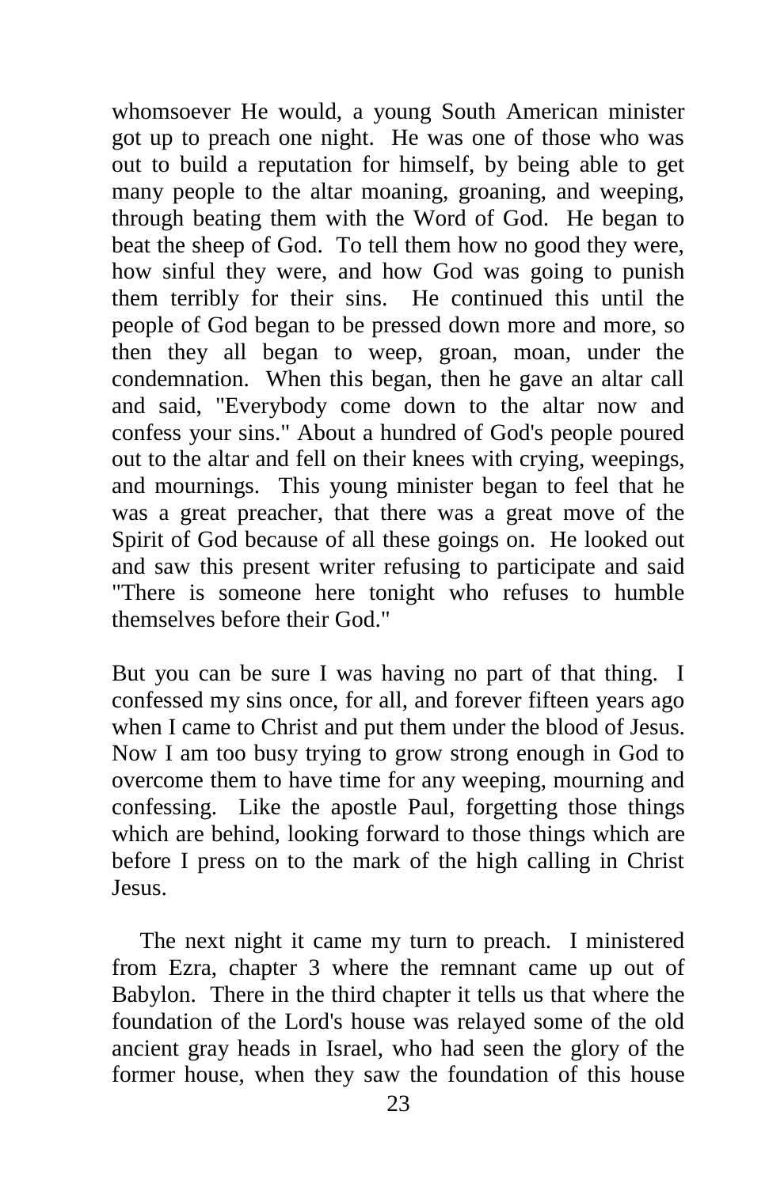whomsoever He would, a young South American minister got up to preach one night. He was one of those who was out to build a reputation for himself, by being able to get many people to the altar moaning, groaning, and weeping, through beating them with the Word of God. He began to beat the sheep of God. To tell them how no good they were, how sinful they were, and how God was going to punish them terribly for their sins. He continued this until the people of God began to be pressed down more and more, so then they all began to weep, groan, moan, under the condemnation. When this began, then he gave an altar call and said, "Everybody come down to the altar now and confess your sins." About a hundred of God's people poured out to the altar and fell on their knees with crying, weepings, and mournings. This young minister began to feel that he was a great preacher, that there was a great move of the Spirit of God because of all these goings on. He looked out and saw this present writer refusing to participate and said "There is someone here tonight who refuses to humble themselves before their God."

But you can be sure I was having no part of that thing. I confessed my sins once, for all, and forever fifteen years ago when I came to Christ and put them under the blood of Jesus. Now I am too busy trying to grow strong enough in God to overcome them to have time for any weeping, mourning and confessing. Like the apostle Paul, forgetting those things which are behind, looking forward to those things which are before I press on to the mark of the high calling in Christ Jesus.

The next night it came my turn to preach. I ministered from Ezra, chapter 3 where the remnant came up out of Babylon. There in the third chapter it tells us that where the foundation of the Lord's house was relayed some of the old ancient gray heads in Israel, who had seen the glory of the former house, when they saw the foundation of this house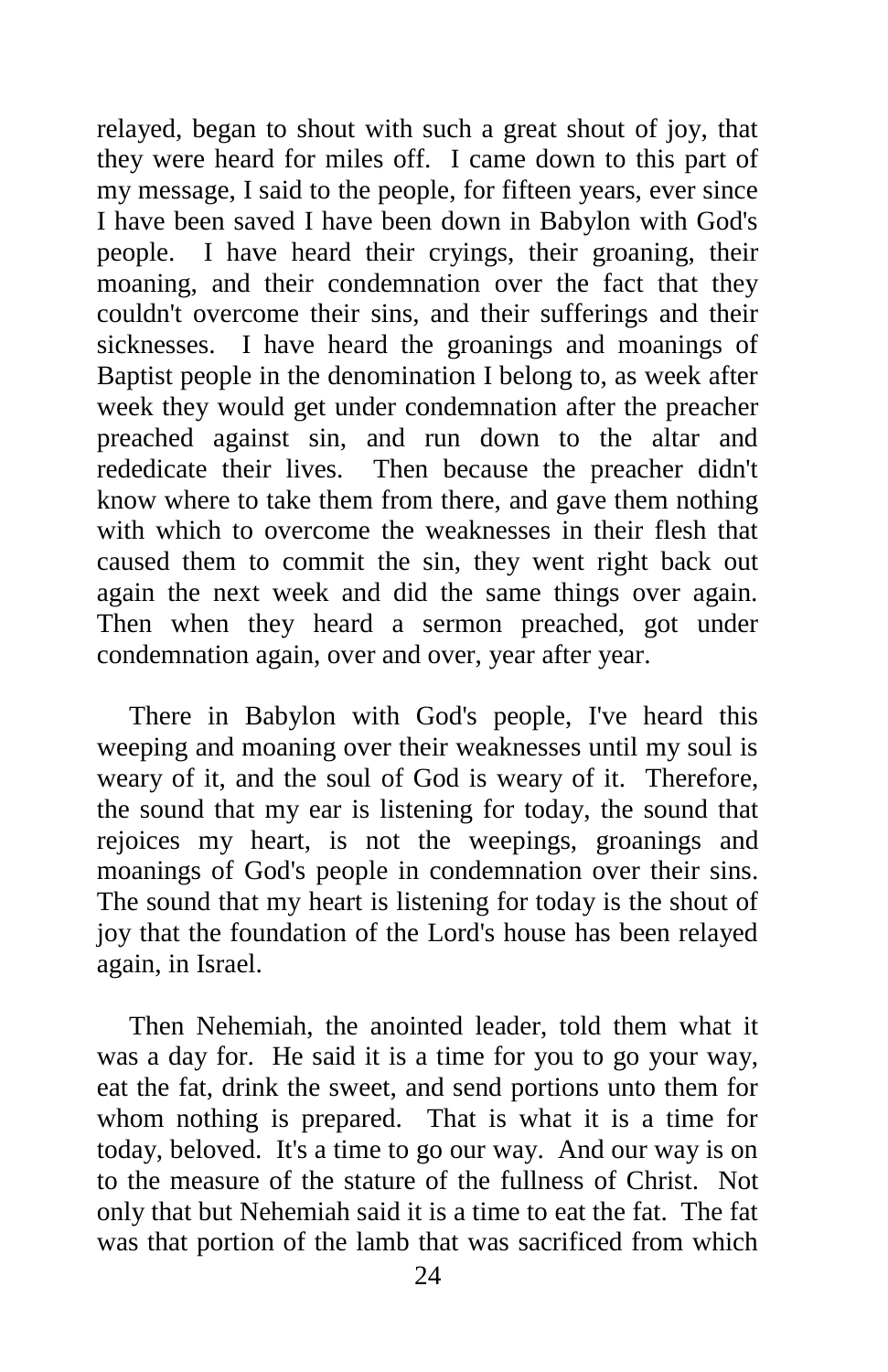relayed, began to shout with such a great shout of joy, that they were heard for miles off. I came down to this part of my message, I said to the people, for fifteen years, ever since I have been saved I have been down in Babylon with God's people. I have heard their cryings, their groaning, their moaning, and their condemnation over the fact that they couldn't overcome their sins, and their sufferings and their sicknesses. I have heard the groanings and moanings of Baptist people in the denomination I belong to, as week after week they would get under condemnation after the preacher preached against sin, and run down to the altar and rededicate their lives. Then because the preacher didn't know where to take them from there, and gave them nothing with which to overcome the weaknesses in their flesh that caused them to commit the sin, they went right back out again the next week and did the same things over again. Then when they heard a sermon preached, got under condemnation again, over and over, year after year.

There in Babylon with God's people, I've heard this weeping and moaning over their weaknesses until my soul is weary of it, and the soul of God is weary of it. Therefore, the sound that my ear is listening for today, the sound that rejoices my heart, is not the weepings, groanings and moanings of God's people in condemnation over their sins. The sound that my heart is listening for today is the shout of joy that the foundation of the Lord's house has been relayed again, in Israel.

Then Nehemiah, the anointed leader, told them what it was a day for. He said it is a time for you to go your way, eat the fat, drink the sweet, and send portions unto them for whom nothing is prepared. That is what it is a time for today, beloved. It's a time to go our way. And our way is on to the measure of the stature of the fullness of Christ. Not only that but Nehemiah said it is a time to eat the fat. The fat was that portion of the lamb that was sacrificed from which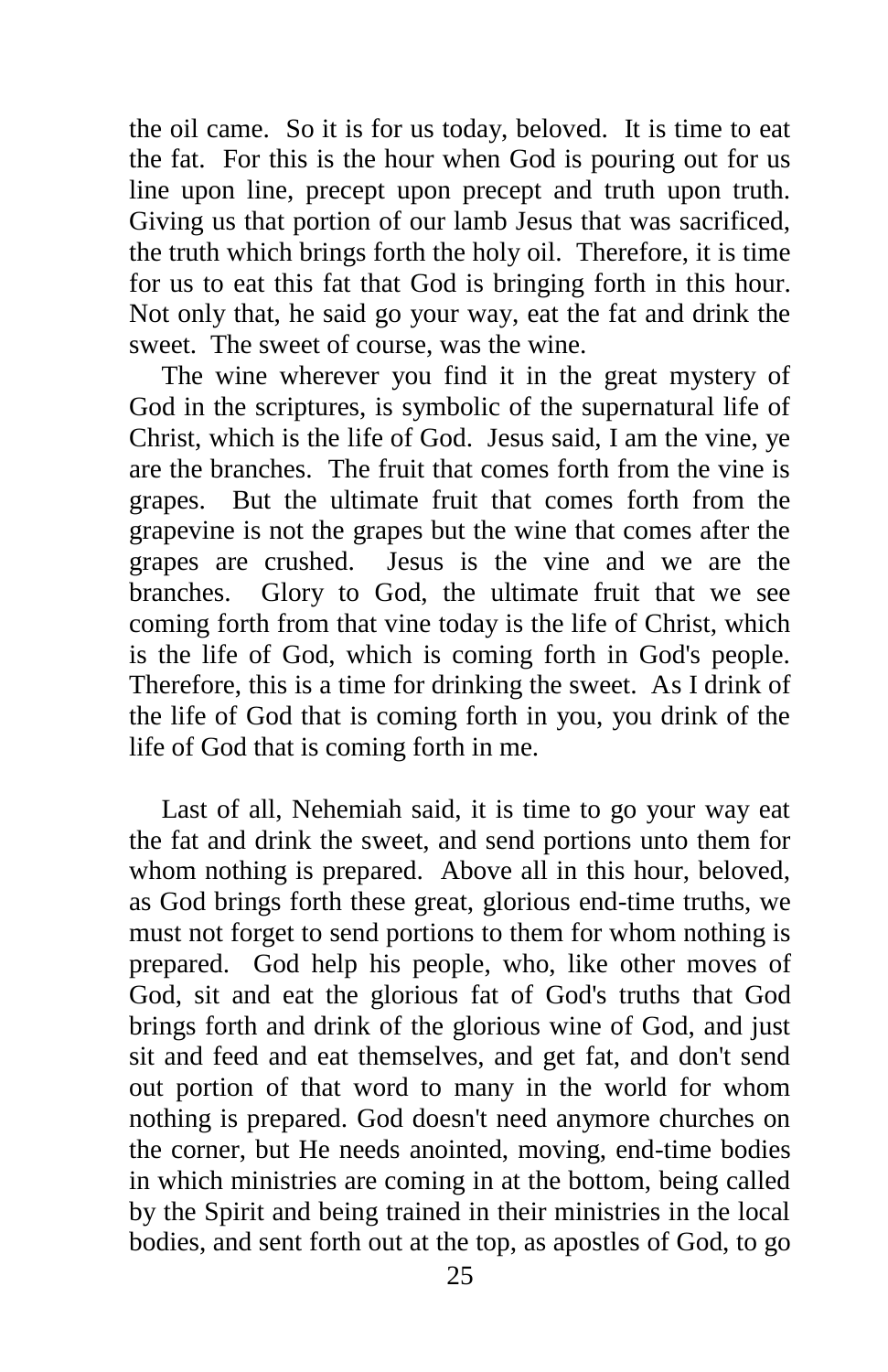the oil came. So it is for us today, beloved. It is time to eat the fat. For this is the hour when God is pouring out for us line upon line, precept upon precept and truth upon truth. Giving us that portion of our lamb Jesus that was sacrificed, the truth which brings forth the holy oil. Therefore, it is time for us to eat this fat that God is bringing forth in this hour. Not only that, he said go your way, eat the fat and drink the sweet. The sweet of course, was the wine.

The wine wherever you find it in the great mystery of God in the scriptures, is symbolic of the supernatural life of Christ, which is the life of God. Jesus said, I am the vine, ye are the branches. The fruit that comes forth from the vine is grapes. But the ultimate fruit that comes forth from the grapevine is not the grapes but the wine that comes after the grapes are crushed. Jesus is the vine and we are the branches. Glory to God, the ultimate fruit that we see coming forth from that vine today is the life of Christ, which is the life of God, which is coming forth in God's people. Therefore, this is a time for drinking the sweet. As I drink of the life of God that is coming forth in you, you drink of the life of God that is coming forth in me.

Last of all, Nehemiah said, it is time to go your way eat the fat and drink the sweet, and send portions unto them for whom nothing is prepared. Above all in this hour, beloved, as God brings forth these great, glorious end-time truths, we must not forget to send portions to them for whom nothing is prepared. God help his people, who, like other moves of God, sit and eat the glorious fat of God's truths that God brings forth and drink of the glorious wine of God, and just sit and feed and eat themselves, and get fat, and don't send out portion of that word to many in the world for whom nothing is prepared. God doesn't need anymore churches on the corner, but He needs anointed, moving, end-time bodies in which ministries are coming in at the bottom, being called by the Spirit and being trained in their ministries in the local bodies, and sent forth out at the top, as apostles of God, to go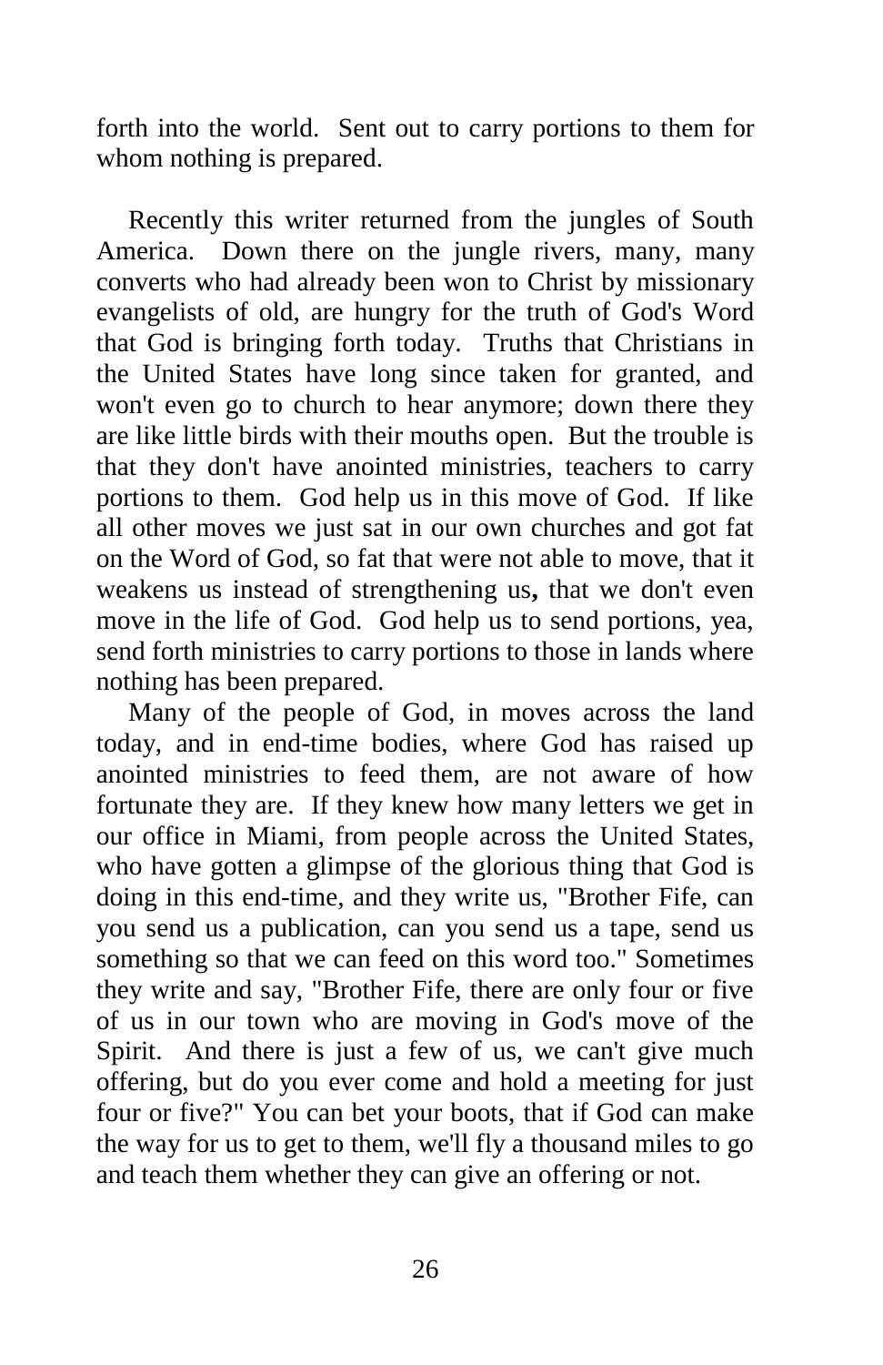forth into the world. Sent out to carry portions to them for whom nothing is prepared.

Recently this writer returned from the jungles of South America. Down there on the jungle rivers, many, many converts who had already been won to Christ by missionary evangelists of old, are hungry for the truth of God's Word that God is bringing forth today. Truths that Christians in the United States have long since taken for granted, and won't even go to church to hear anymore; down there they are like little birds with their mouths open. But the trouble is that they don't have anointed ministries, teachers to carry portions to them. God help us in this move of God. If like all other moves we just sat in our own churches and got fat on the Word of God, so fat that were not able to move, that it weakens us instead of strengthening us**,** that we don't even move in the life of God. God help us to send portions, yea, send forth ministries to carry portions to those in lands where nothing has been prepared.

Many of the people of God, in moves across the land today, and in end-time bodies, where God has raised up anointed ministries to feed them, are not aware of how fortunate they are. If they knew how many letters we get in our office in Miami, from people across the United States, who have gotten a glimpse of the glorious thing that God is doing in this end-time, and they write us, "Brother Fife, can you send us a publication, can you send us a tape, send us something so that we can feed on this word too." Sometimes they write and say, "Brother Fife, there are only four or five of us in our town who are moving in God's move of the Spirit. And there is just a few of us, we can't give much offering, but do you ever come and hold a meeting for just four or five?" You can bet your boots, that if God can make the way for us to get to them, we'll fly a thousand miles to go and teach them whether they can give an offering or not.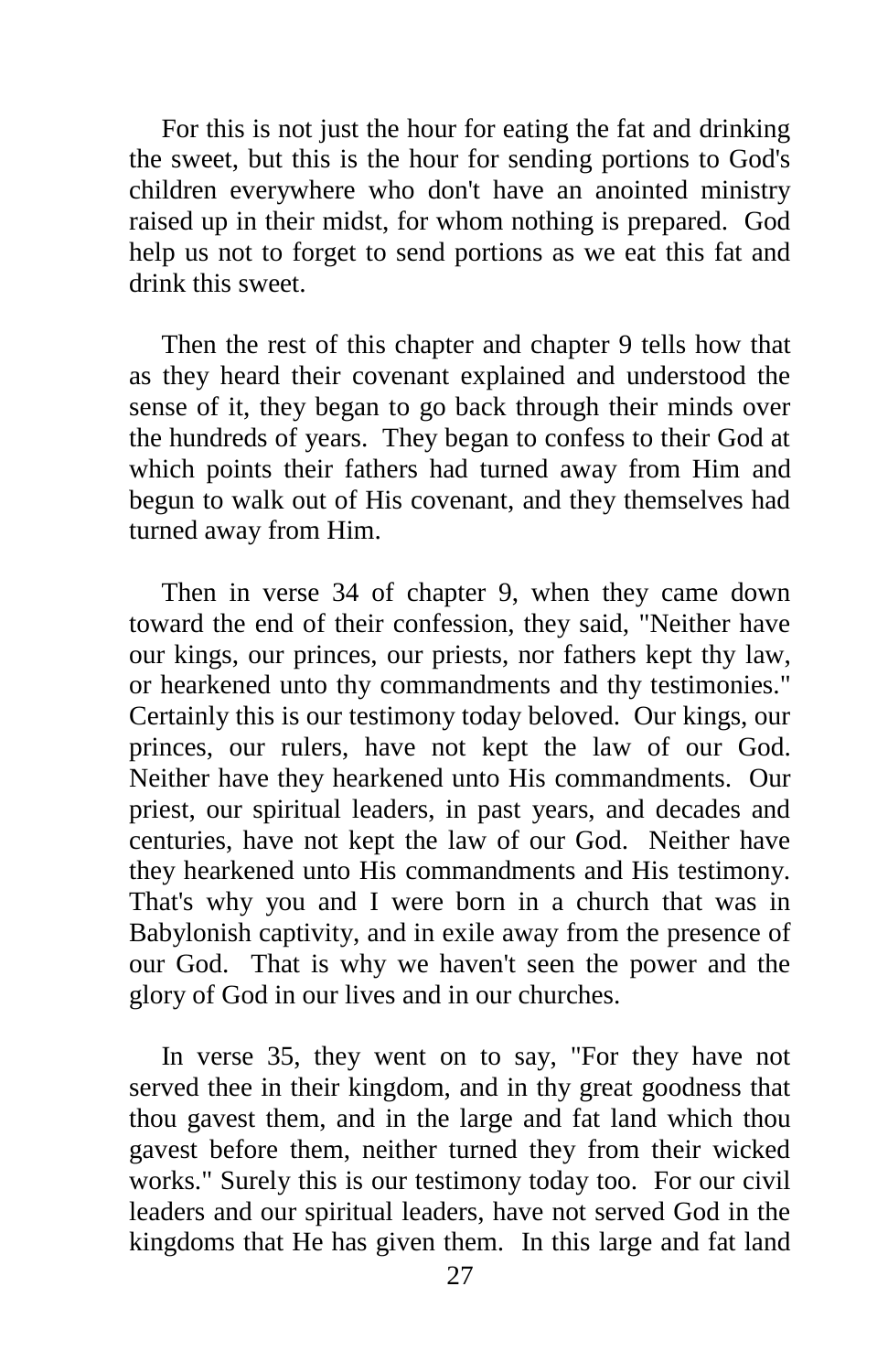For this is not just the hour for eating the fat and drinking the sweet, but this is the hour for sending portions to God's children everywhere who don't have an anointed ministry raised up in their midst, for whom nothing is prepared. God help us not to forget to send portions as we eat this fat and drink this sweet.

Then the rest of this chapter and chapter 9 tells how that as they heard their covenant explained and understood the sense of it, they began to go back through their minds over the hundreds of years. They began to confess to their God at which points their fathers had turned away from Him and begun to walk out of His covenant, and they themselves had turned away from Him.

Then in verse 34 of chapter 9, when they came down toward the end of their confession, they said, "Neither have our kings, our princes, our priests, nor fathers kept thy law, or hearkened unto thy commandments and thy testimonies." Certainly this is our testimony today beloved. Our kings, our princes, our rulers, have not kept the law of our God. Neither have they hearkened unto His commandments. Our priest, our spiritual leaders, in past years, and decades and centuries, have not kept the law of our God. Neither have they hearkened unto His commandments and His testimony. That's why you and I were born in a church that was in Babylonish captivity, and in exile away from the presence of our God. That is why we haven't seen the power and the glory of God in our lives and in our churches.

In verse 35, they went on to say, "For they have not served thee in their kingdom, and in thy great goodness that thou gavest them, and in the large and fat land which thou gavest before them, neither turned they from their wicked works." Surely this is our testimony today too. For our civil leaders and our spiritual leaders, have not served God in the kingdoms that He has given them. In this large and fat land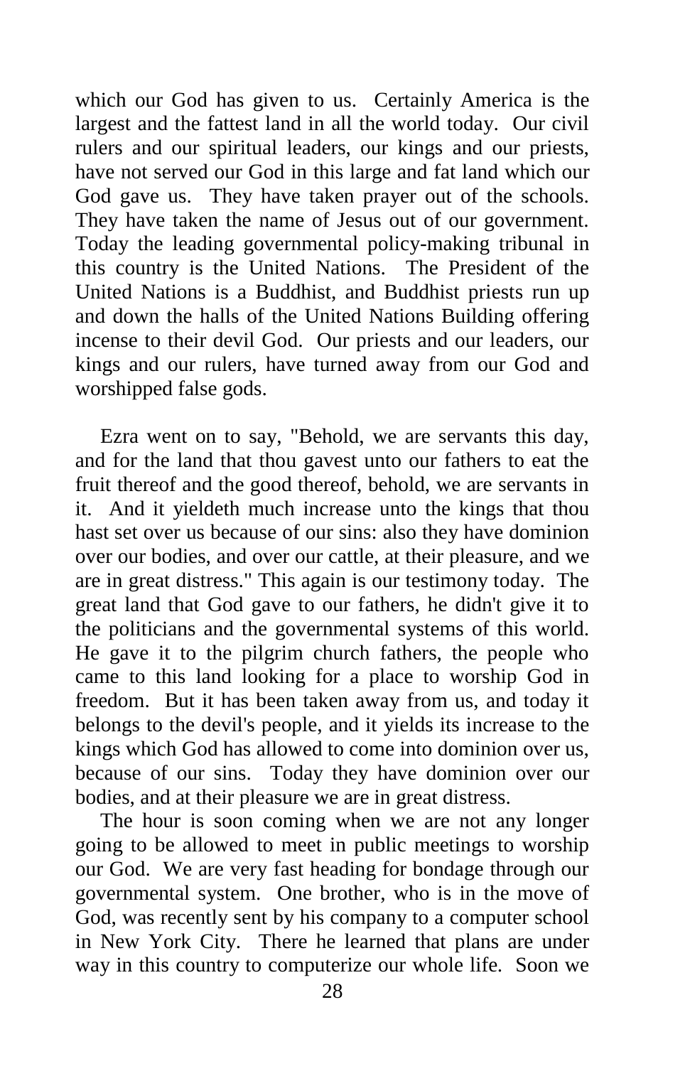which our God has given to us. Certainly America is the largest and the fattest land in all the world today. Our civil rulers and our spiritual leaders, our kings and our priests, have not served our God in this large and fat land which our God gave us. They have taken prayer out of the schools. They have taken the name of Jesus out of our government. Today the leading governmental policy-making tribunal in this country is the United Nations. The President of the United Nations is a Buddhist, and Buddhist priests run up and down the halls of the United Nations Building offering incense to their devil God. Our priests and our leaders, our kings and our rulers, have turned away from our God and worshipped false gods.

Ezra went on to say, "Behold, we are servants this day, and for the land that thou gavest unto our fathers to eat the fruit thereof and the good thereof, behold, we are servants in it. And it yieldeth much increase unto the kings that thou hast set over us because of our sins: also they have dominion over our bodies, and over our cattle, at their pleasure, and we are in great distress." This again is our testimony today. The great land that God gave to our fathers, he didn't give it to the politicians and the governmental systems of this world. He gave it to the pilgrim church fathers, the people who came to this land looking for a place to worship God in freedom. But it has been taken away from us, and today it belongs to the devil's people, and it yields its increase to the kings which God has allowed to come into dominion over us, because of our sins. Today they have dominion over our bodies, and at their pleasure we are in great distress.

The hour is soon coming when we are not any longer going to be allowed to meet in public meetings to worship our God. We are very fast heading for bondage through our governmental system. One brother, who is in the move of God, was recently sent by his company to a computer school in New York City. There he learned that plans are under way in this country to computerize our whole life. Soon we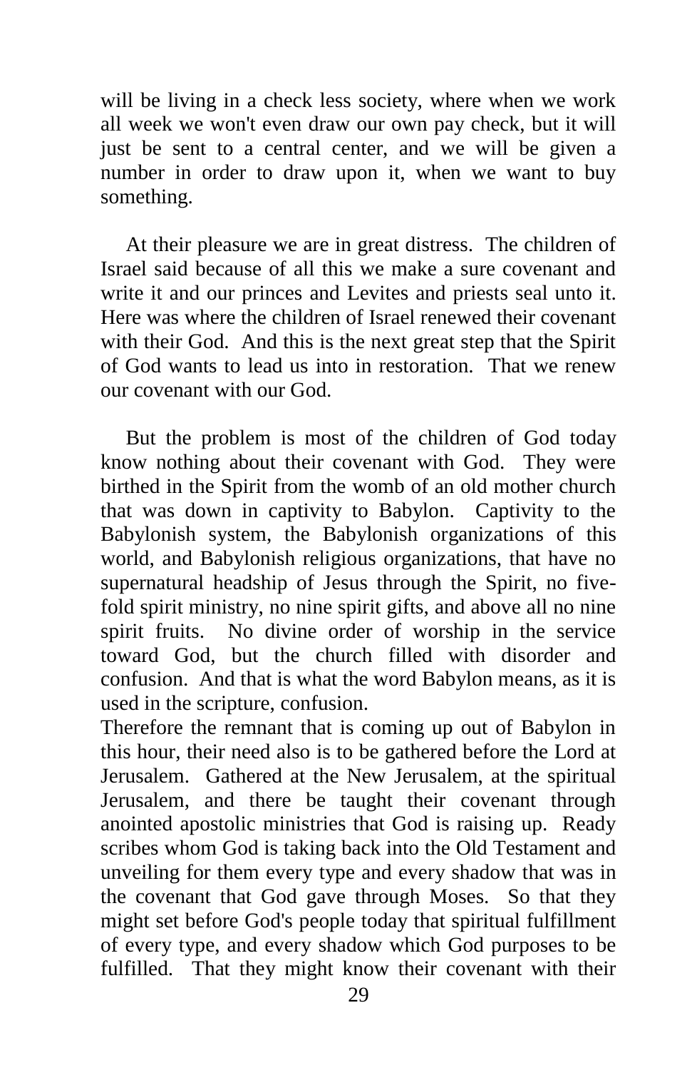will be living in a check less society, where when we work all week we won't even draw our own pay check, but it will just be sent to a central center, and we will be given a number in order to draw upon it, when we want to buy something.

At their pleasure we are in great distress. The children of Israel said because of all this we make a sure covenant and write it and our princes and Levites and priests seal unto it. Here was where the children of Israel renewed their covenant with their God. And this is the next great step that the Spirit of God wants to lead us into in restoration. That we renew our covenant with our God.

But the problem is most of the children of God today know nothing about their covenant with God. They were birthed in the Spirit from the womb of an old mother church that was down in captivity to Babylon. Captivity to the Babylonish system, the Babylonish organizations of this world, and Babylonish religious organizations, that have no supernatural headship of Jesus through the Spirit, no five-fold spirit ministry, no nine spirit gifts, and above all no nine spirit fruits. No divine order of worship in the service toward God, but the church filled with disorder and confusion. And that is what the word Babylon means, as it is used in the scripture, confusion.

Therefore the remnant that is coming up out of Babylon in this hour, their need also is to be gathered before the Lord at Jerusalem. Gathered at the New Jerusalem, at the spiritual Jerusalem, and there be taught their covenant through anointed apostolic ministries that God is raising up. Ready scribes whom God is taking back into the Old Testament and unveiling for them every type and every shadow that was in the covenant that God gave through Moses. So that they might set before God's people today that spiritual fulfillment of every type, and every shadow which God purposes to be fulfilled. That they might know their covenant with their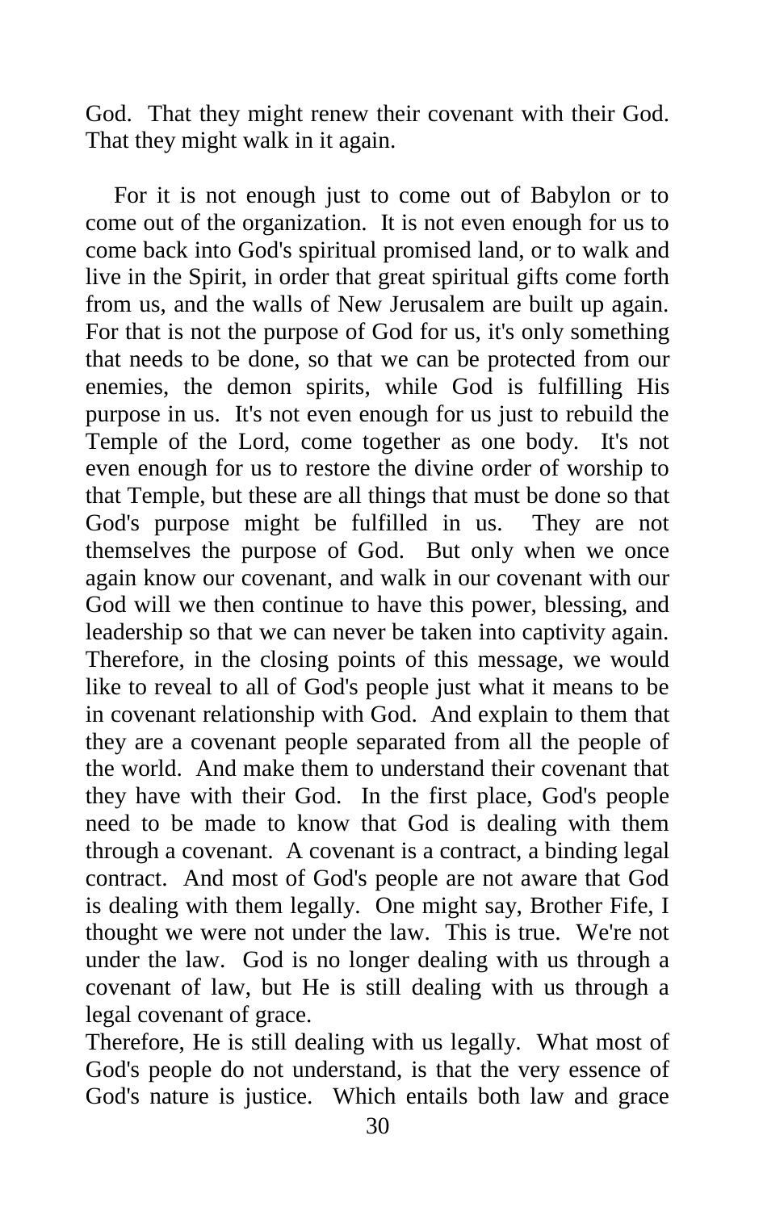God. That they might renew their covenant with their God. That they might walk in it again.

For it is not enough just to come out of Babylon or to come out of the organization. It is not even enough for us to come back into God's spiritual promised land, or to walk and live in the Spirit, in order that great spiritual gifts come forth from us, and the walls of New Jerusalem are built up again. For that is not the purpose of God for us, it's only something that needs to be done, so that we can be protected from our enemies, the demon spirits, while God is fulfilling His purpose in us. It's not even enough for us just to rebuild the Temple of the Lord, come together as one body. It's not even enough for us to restore the divine order of worship to that Temple, but these are all things that must be done so that God's purpose might be fulfilled in us. They are not themselves the purpose of God. But only when we once again know our covenant, and walk in our covenant with our God will we then continue to have this power, blessing, and leadership so that we can never be taken into captivity again. Therefore, in the closing points of this message, we would like to reveal to all of God's people just what it means to be in covenant relationship with God. And explain to them that they are a covenant people separated from all the people of the world. And make them to understand their covenant that they have with their God. In the first place, God's people need to be made to know that God is dealing with them through a covenant. A covenant is a contract, a binding legal contract. And most of God's people are not aware that God is dealing with them legally. One might say, Brother Fife, I thought we were not under the law. This is true. We're not under the law. God is no longer dealing with us through a covenant of law, but He is still dealing with us through a legal covenant of grace.

Therefore, He is still dealing with us legally. What most of God's people do not understand, is that the very essence of God's nature is justice. Which entails both law and grace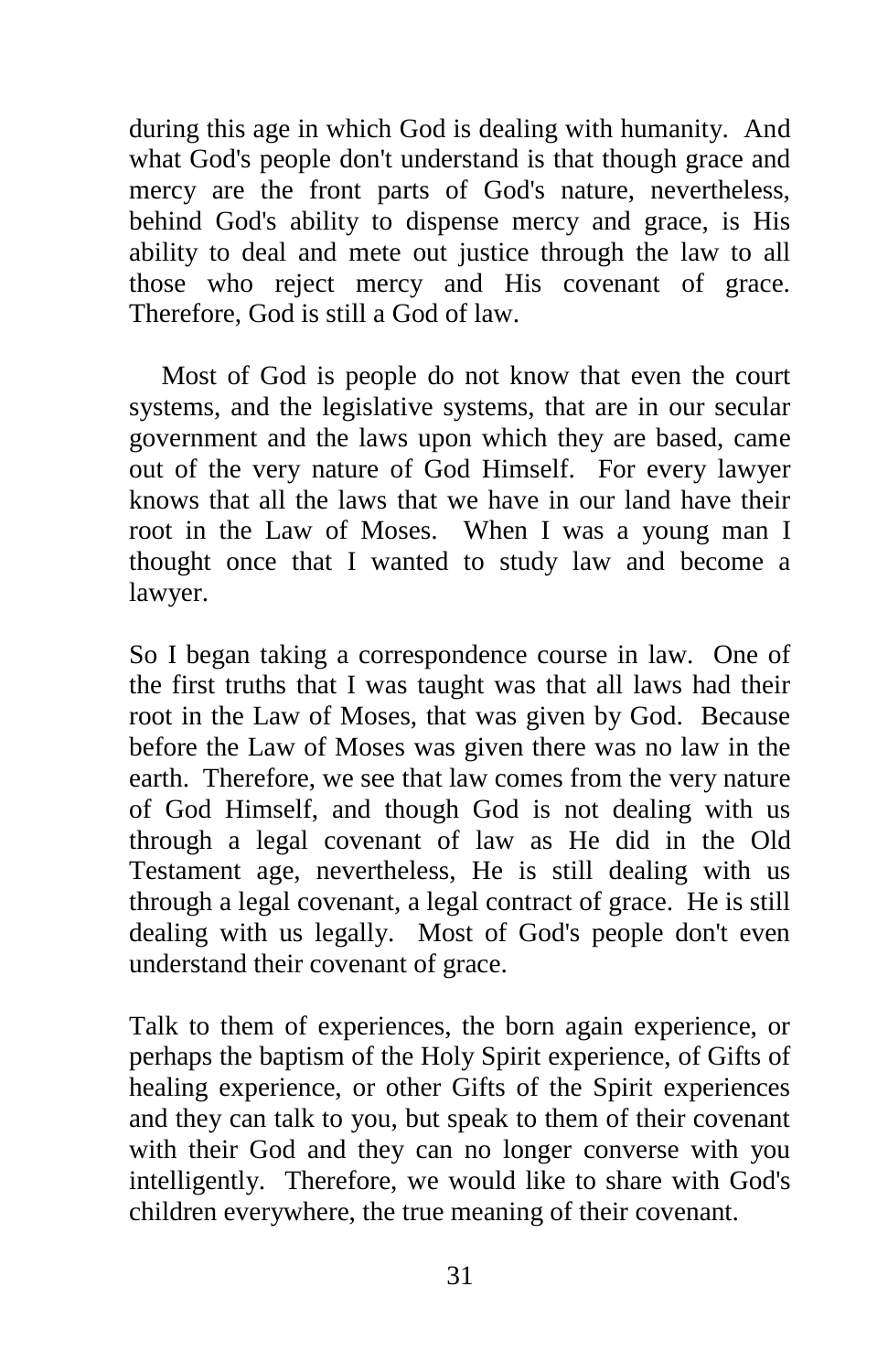during this age in which God is dealing with humanity. And what God's people don't understand is that though grace and mercy are the front parts of God's nature, nevertheless, behind God's ability to dispense mercy and grace, is His ability to deal and mete out justice through the law to all those who reject mercy and His covenant of grace. Therefore, God is still a God of law.

Most of God is people do not know that even the court systems, and the legislative systems, that are in our secular government and the laws upon which they are based, came out of the very nature of God Himself. For every lawyer knows that all the laws that we have in our land have their root in the Law of Moses. When I was a young man I thought once that I wanted to study law and become a lawyer.

So I began taking a correspondence course in law. One of the first truths that I was taught was that all laws had their root in the Law of Moses, that was given by God. Because before the Law of Moses was given there was no law in the earth. Therefore, we see that law comes from the very nature of God Himself, and though God is not dealing with us through a legal covenant of law as He did in the Old Testament age, nevertheless, He is still dealing with us through a legal covenant, a legal contract of grace. He is still dealing with us legally. Most of God's people don't even understand their covenant of grace.

Talk to them of experiences, the born again experience, or perhaps the baptism of the Holy Spirit experience, of Gifts of healing experience, or other Gifts of the Spirit experiences and they can talk to you, but speak to them of their covenant with their God and they can no longer converse with you intelligently. Therefore, we would like to share with God's children everywhere, the true meaning of their covenant.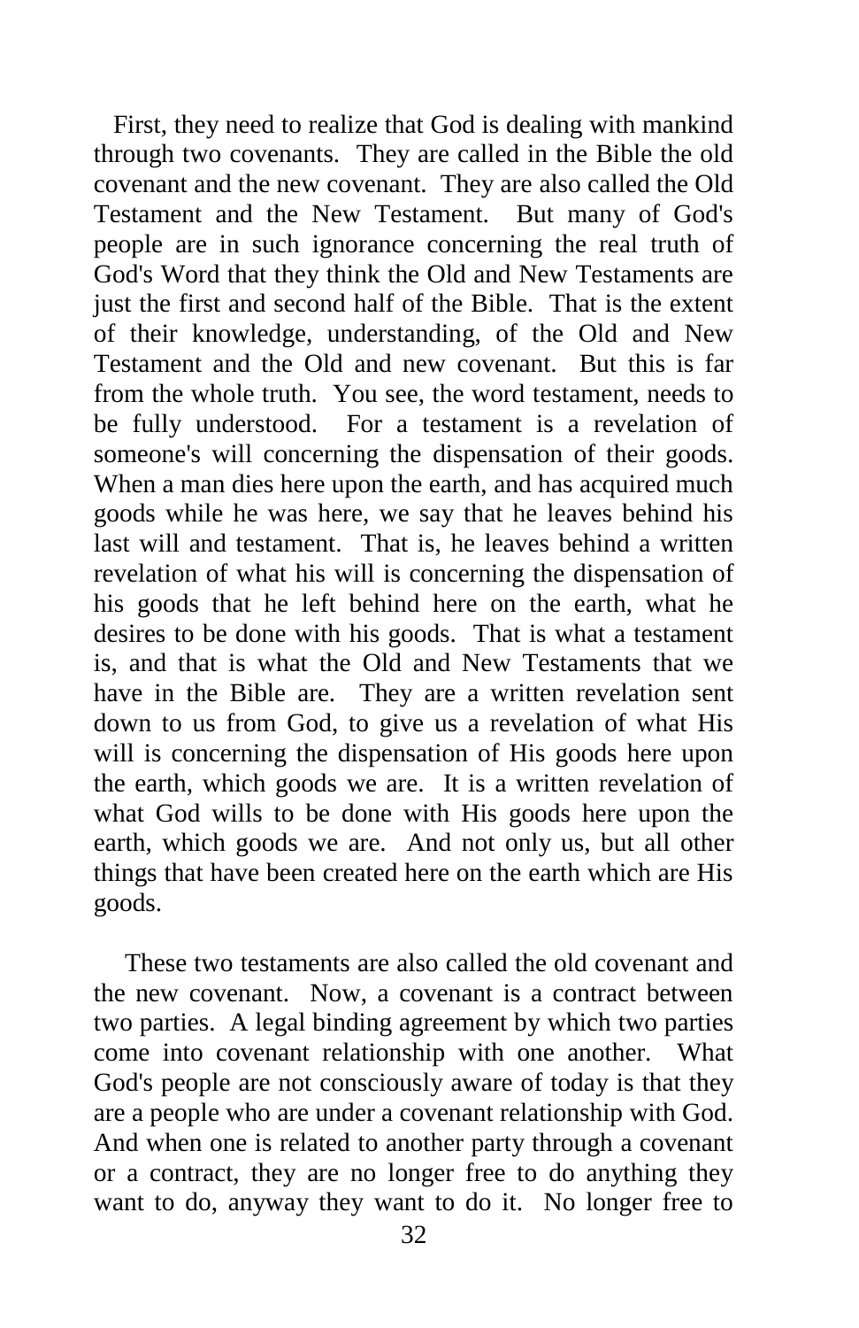First, they need to realize that God is dealing with mankind through two covenants. They are called in the Bible the old covenant and the new covenant. They are also called the Old Testament and the New Testament. But many of God's people are in such ignorance concerning the real truth of God's Word that they think the Old and New Testaments are just the first and second half of the Bible. That is the extent of their knowledge, understanding, of the Old and New Testament and the Old and new covenant. But this is far from the whole truth. You see, the word testament, needs to be fully understood. For a testament is a revelation of someone's will concerning the dispensation of their goods. When a man dies here upon the earth, and has acquired much goods while he was here, we say that he leaves behind his last will and testament. That is, he leaves behind a written revelation of what his will is concerning the dispensation of his goods that he left behind here on the earth, what he desires to be done with his goods. That is what a testament is, and that is what the Old and New Testaments that we have in the Bible are. They are a written revelation sent down to us from God, to give us a revelation of what His will is concerning the dispensation of His goods here upon the earth, which goods we are. It is a written revelation of what God wills to be done with His goods here upon the earth, which goods we are. And not only us, but all other things that have been created here on the earth which are His goods.

These two testaments are also called the old covenant and the new covenant. Now, a covenant is a contract between two parties. A legal binding agreement by which two parties come into covenant relationship with one another. What God's people are not consciously aware of today is that they are a people who are under a covenant relationship with God. And when one is related to another party through a covenant or a contract, they are no longer free to do anything they want to do, anyway they want to do it. No longer free to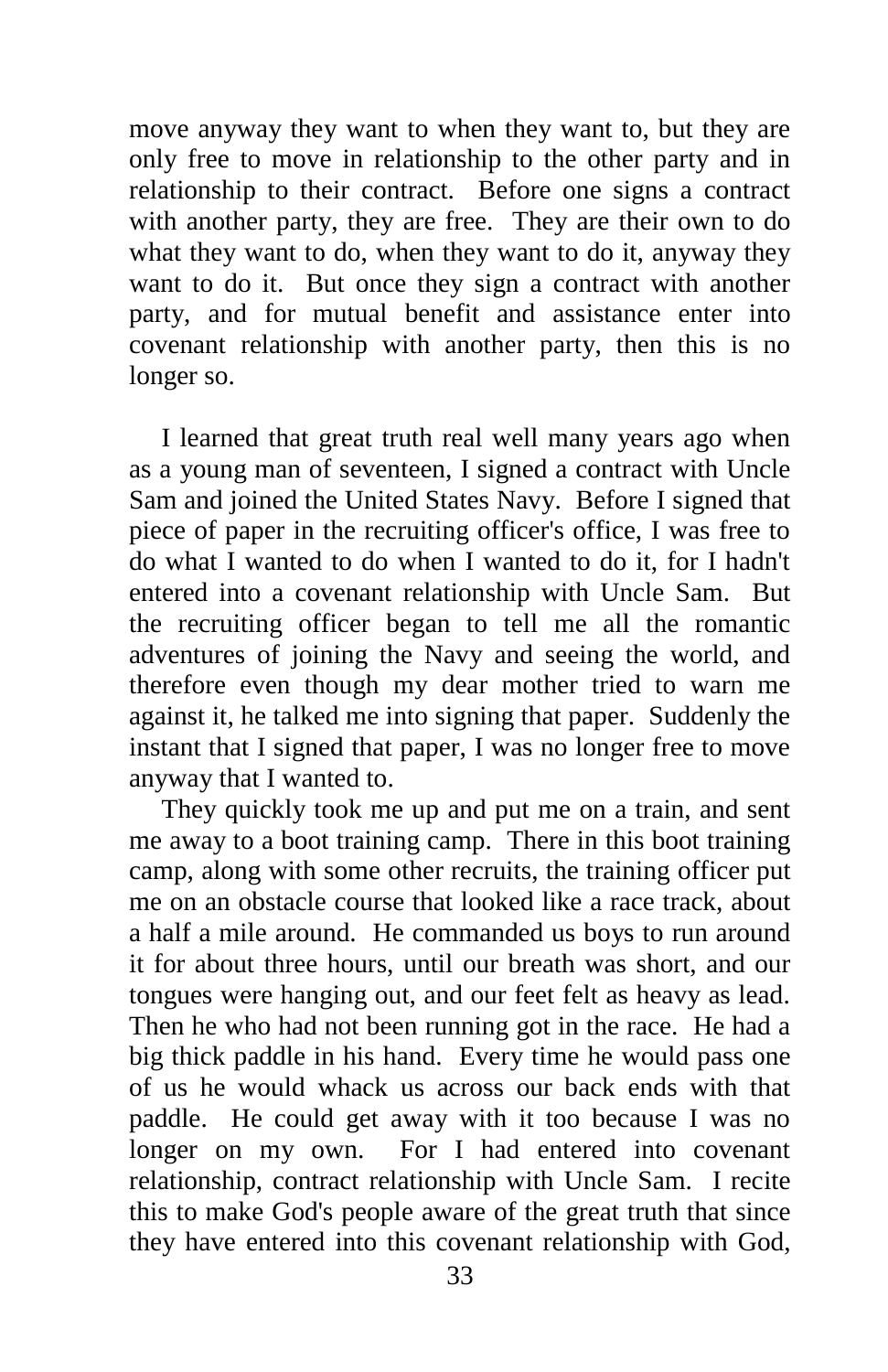move anyway they want to when they want to, but they are only free to move in relationship to the other party and in relationship to their contract. Before one signs a contract with another party, they are free. They are their own to do what they want to do, when they want to do it, anyway they want to do it. But once they sign a contract with another party, and for mutual benefit and assistance enter into covenant relationship with another party, then this is no longer so.

I learned that great truth real well many years ago when as a young man of seventeen, I signed a contract with Uncle Sam and joined the United States Navy. Before I signed that piece of paper in the recruiting officer's office, I was free to do what I wanted to do when I wanted to do it, for I hadn't entered into a covenant relationship with Uncle Sam. But the recruiting officer began to tell me all the romantic adventures of joining the Navy and seeing the world, and therefore even though my dear mother tried to warn me against it, he talked me into signing that paper. Suddenly the instant that I signed that paper, I was no longer free to move anyway that I wanted to.

They quickly took me up and put me on a train, and sent me away to a boot training camp. There in this boot training camp, along with some other recruits, the training officer put me on an obstacle course that looked like a race track, about a half a mile around. He commanded us boys to run around it for about three hours, until our breath was short, and our tongues were hanging out, and our feet felt as heavy as lead. Then he who had not been running got in the race. He had a big thick paddle in his hand. Every time he would pass one of us he would whack us across our back ends with that paddle. He could get away with it too because I was no longer on my own. For I had entered into covenant relationship, contract relationship with Uncle Sam. I recite this to make God's people aware of the great truth that since they have entered into this covenant relationship with God,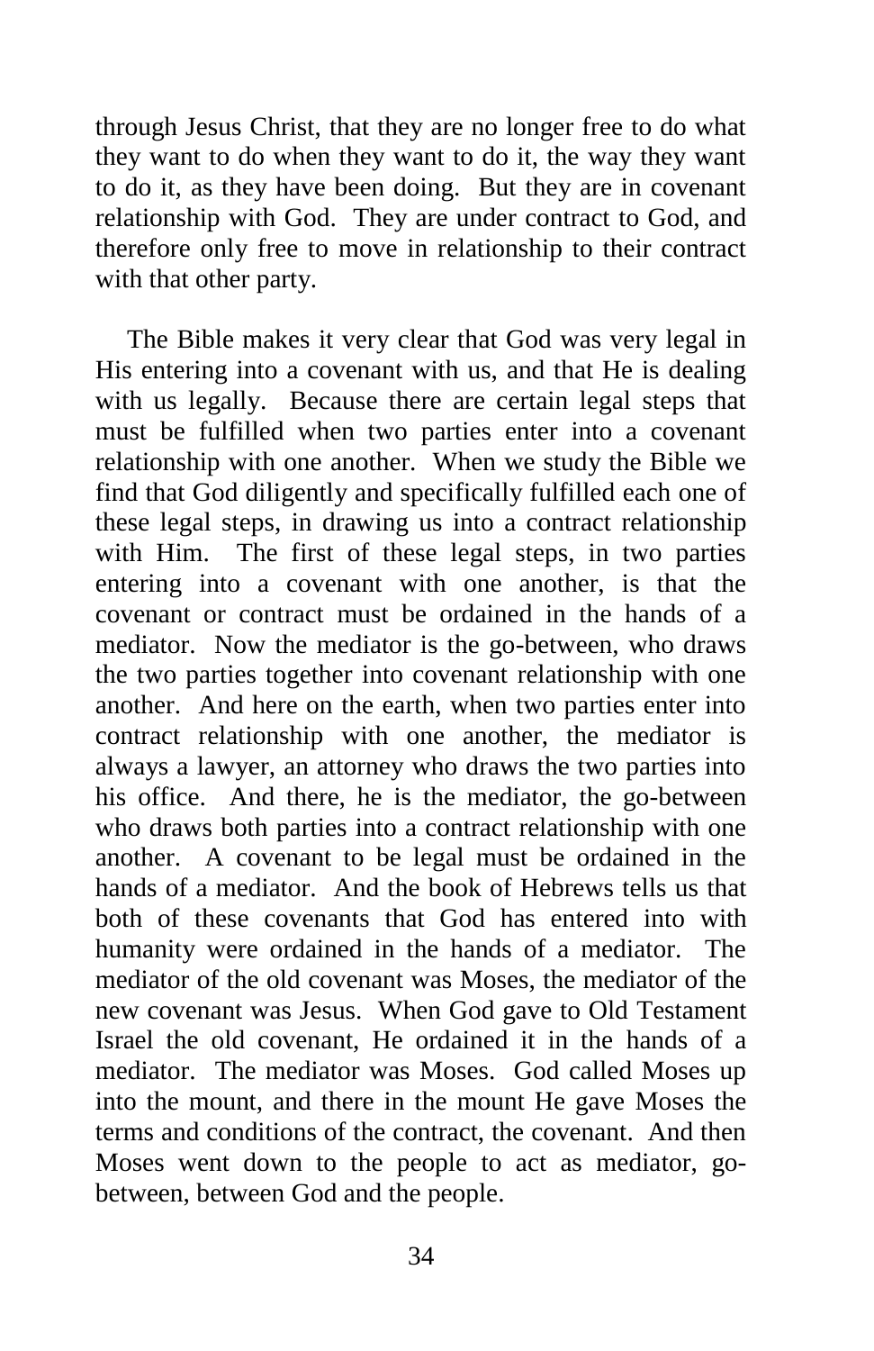through Jesus Christ, that they are no longer free to do what they want to do when they want to do it, the way they want to do it, as they have been doing. But they are in covenant relationship with God. They are under contract to God, and therefore only free to move in relationship to their contract with that other party.

The Bible makes it very clear that God was very legal in His entering into a covenant with us, and that He is dealing with us legally. Because there are certain legal steps that must be fulfilled when two parties enter into a covenant relationship with one another. When we study the Bible we find that God diligently and specifically fulfilled each one of these legal steps, in drawing us into a contract relationship with Him. The first of these legal steps, in two parties entering into a covenant with one another, is that the covenant or contract must be ordained in the hands of a mediator. Now the mediator is the go-between, who draws the two parties together into covenant relationship with one another. And here on the earth, when two parties enter into contract relationship with one another, the mediator is always a lawyer, an attorney who draws the two parties into his office. And there, he is the mediator, the go-between who draws both parties into a contract relationship with one another. A covenant to be legal must be ordained in the hands of a mediator. And the book of Hebrews tells us that both of these covenants that God has entered into with humanity were ordained in the hands of a mediator. The mediator of the old covenant was Moses, the mediator of the new covenant was Jesus. When God gave to Old Testament Israel the old covenant, He ordained it in the hands of a mediator. The mediator was Moses. God called Moses up into the mount, and there in the mount He gave Moses the terms and conditions of the contract, the covenant. And then Moses went down to the people to act as mediator, go-between, between God and the people.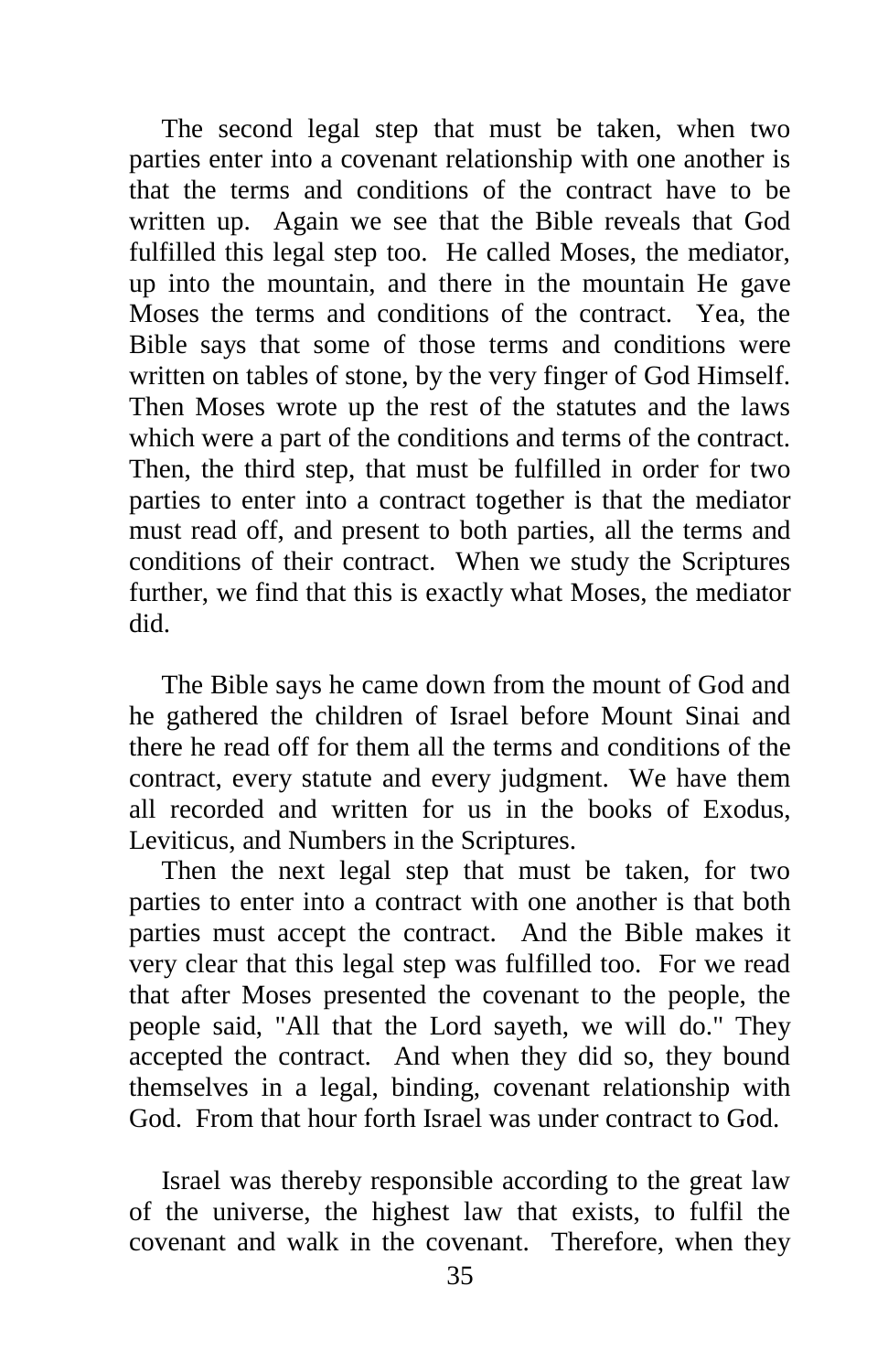The second legal step that must be taken, when two parties enter into a covenant relationship with one another is that the terms and conditions of the contract have to be written up. Again we see that the Bible reveals that God fulfilled this legal step too. He called Moses, the mediator, up into the mountain, and there in the mountain He gave Moses the terms and conditions of the contract. Yea, the Bible says that some of those terms and conditions were written on tables of stone, by the very finger of God Himself. Then Moses wrote up the rest of the statutes and the laws which were a part of the conditions and terms of the contract. Then, the third step, that must be fulfilled in order for two parties to enter into a contract together is that the mediator must read off, and present to both parties, all the terms and conditions of their contract. When we study the Scriptures further, we find that this is exactly what Moses, the mediator did.

The Bible says he came down from the mount of God and he gathered the children of Israel before Mount Sinai and there he read off for them all the terms and conditions of the contract, every statute and every judgment. We have them all recorded and written for us in the books of Exodus, Leviticus, and Numbers in the Scriptures.

Then the next legal step that must be taken, for two parties to enter into a contract with one another is that both parties must accept the contract. And the Bible makes it very clear that this legal step was fulfilled too. For we read that after Moses presented the covenant to the people, the people said, "All that the Lord sayeth, we will do." They accepted the contract. And when they did so, they bound themselves in a legal, binding, covenant relationship with God. From that hour forth Israel was under contract to God.

Israel was thereby responsible according to the great law of the universe, the highest law that exists, to fulfil the covenant and walk in the covenant. Therefore, when they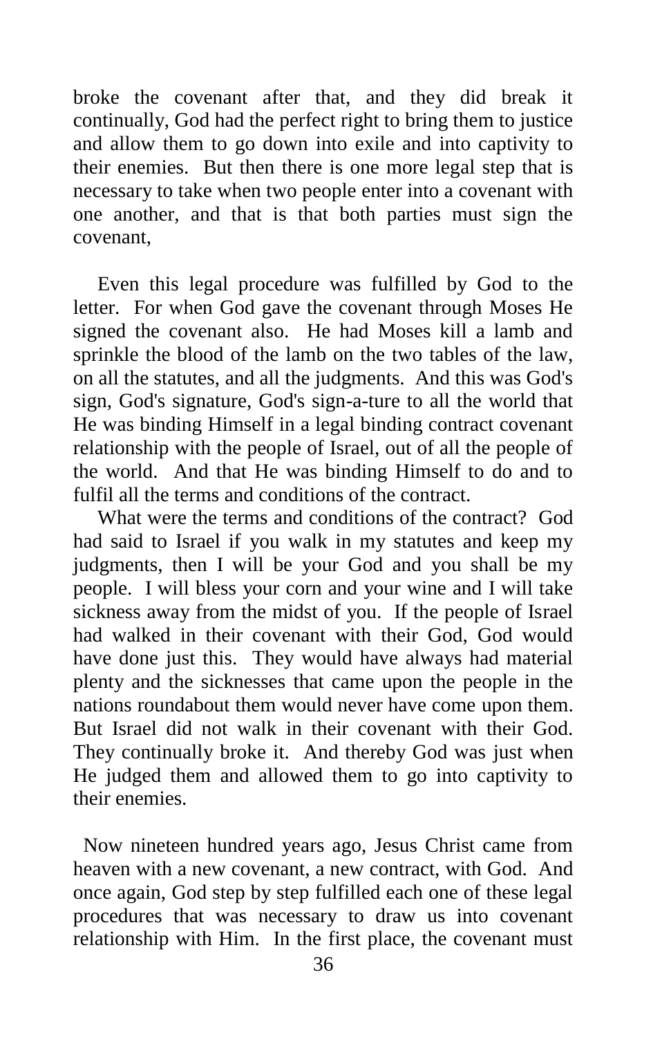broke the covenant after that, and they did break it continually, God had the perfect right to bring them to justice and allow them to go down into exile and into captivity to their enemies. But then there is one more legal step that is necessary to take when two people enter into a covenant with one another, and that is that both parties must sign the covenant,

Even this legal procedure was fulfilled by God to the letter. For when God gave the covenant through Moses He signed the covenant also. He had Moses kill a lamb and sprinkle the blood of the lamb on the two tables of the law, on all the statutes, and all the judgments. And this was God's sign, God's signature, God's sign-a-ture to all the world that He was binding Himself in a legal binding contract covenant relationship with the people of Israel, out of all the people of the world. And that He was binding Himself to do and to fulfil all the terms and conditions of the contract.

What were the terms and conditions of the contract? God had said to Israel if you walk in my statutes and keep my judgments, then I will be your God and you shall be my people. I will bless your corn and your wine and I will take sickness away from the midst of you. If the people of Israel had walked in their covenant with their God, God would have done just this. They would have always had material plenty and the sicknesses that came upon the people in the nations roundabout them would never have come upon them. But Israel did not walk in their covenant with their God. They continually broke it. And thereby God was just when He judged them and allowed them to go into captivity to their enemies.

Now nineteen hundred years ago, Jesus Christ came from heaven with a new covenant, a new contract, with God. And once again, God step by step fulfilled each one of these legal procedures that was necessary to draw us into covenant relationship with Him. In the first place, the covenant must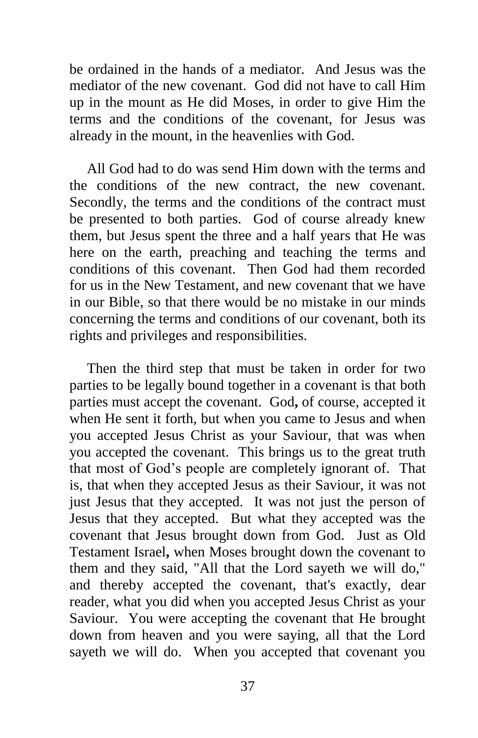be ordained in the hands of a mediator. And Jesus was the mediator of the new covenant. God did not have to call Him up in the mount as He did Moses, in order to give Him the terms and the conditions of the covenant, for Jesus was already in the mount, in the heavenlies with God.

All God had to do was send Him down with the terms and the conditions of the new contract, the new covenant. Secondly, the terms and the conditions of the contract must be presented to both parties. God of course already knew them, but Jesus spent the three and a half years that He was here on the earth, preaching and teaching the terms and conditions of this covenant. Then God had them recorded for us in the New Testament, and new covenant that we have in our Bible, so that there would be no mistake in our minds concerning the terms and conditions of our covenant, both its rights and privileges and responsibilities.

Then the third step that must be taken in order for two parties to be legally bound together in a covenant is that both parties must accept the covenant. God**,** of course, accepted it when He sent it forth, but when you came to Jesus and when you accepted Jesus Christ as your Saviour, that was when you accepted the covenant. This brings us to the great truth that most of God's people are completely ignorant of. That is, that when they accepted Jesus as their Saviour, it was not just Jesus that they accepted. It was not just the person of Jesus that they accepted. But what they accepted was the covenant that Jesus brought down from God. Just as Old Testament Israel**,** when Moses brought down the covenant to them and they said, "All that the Lord sayeth we will do," and thereby accepted the covenant, that's exactly, dear reader, what you did when you accepted Jesus Christ as your Saviour. You were accepting the covenant that He brought down from heaven and you were saying, all that the Lord sayeth we will do. When you accepted that covenant you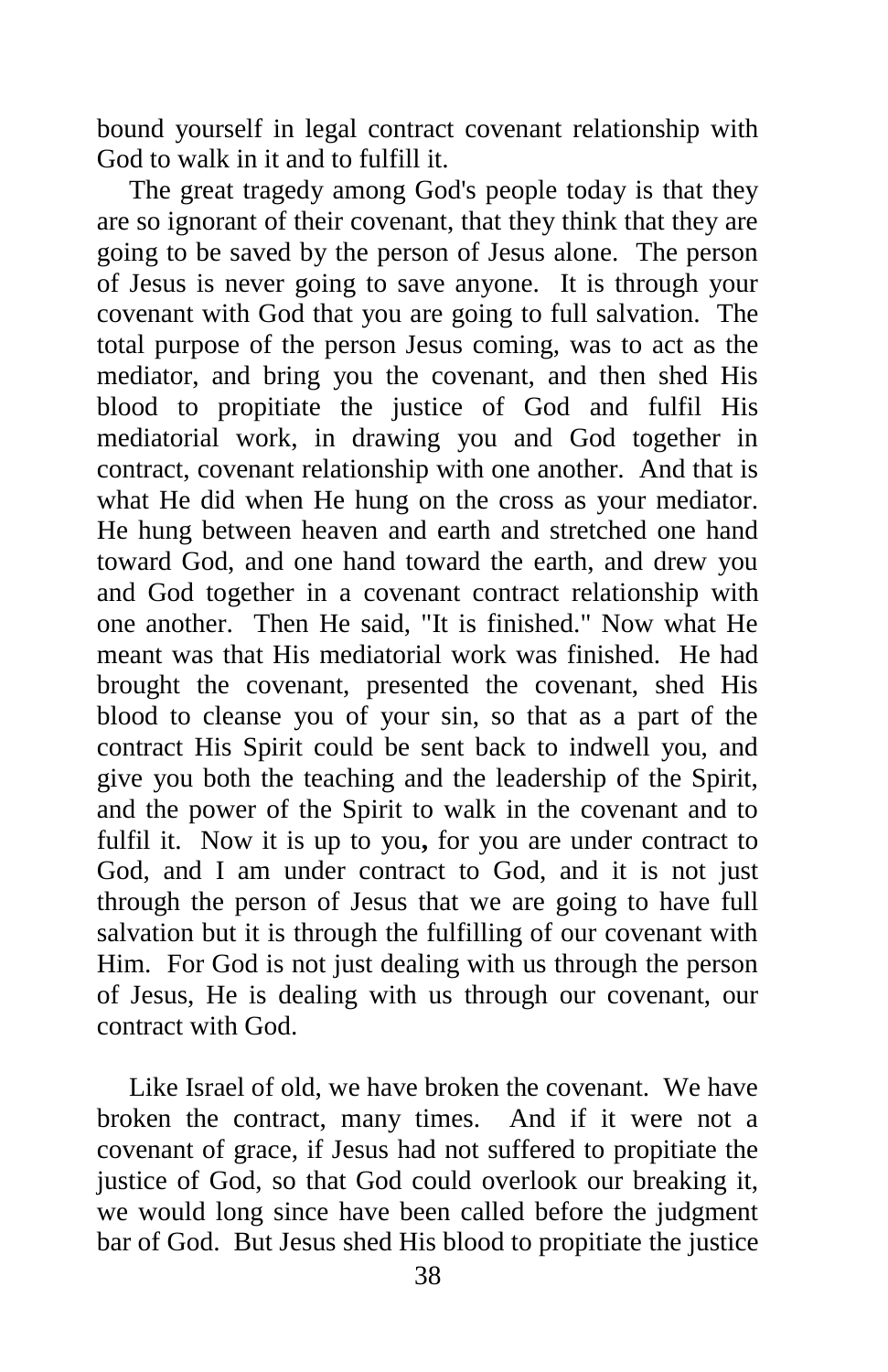bound yourself in legal contract covenant relationship with God to walk in it and to fulfill it.

The great tragedy among God's people today is that they are so ignorant of their covenant, that they think that they are going to be saved by the person of Jesus alone. The person of Jesus is never going to save anyone. It is through your covenant with God that you are going to full salvation. The total purpose of the person Jesus coming, was to act as the mediator, and bring you the covenant, and then shed His blood to propitiate the justice of God and fulfil His mediatorial work, in drawing you and God together in contract, covenant relationship with one another. And that is what He did when He hung on the cross as your mediator. He hung between heaven and earth and stretched one hand toward God, and one hand toward the earth, and drew you and God together in a covenant contract relationship with one another. Then He said, "It is finished." Now what He meant was that His mediatorial work was finished. He had brought the covenant, presented the covenant, shed His blood to cleanse you of your sin, so that as a part of the contract His Spirit could be sent back to indwell you, and give you both the teaching and the leadership of the Spirit, and the power of the Spirit to walk in the covenant and to fulfil it. Now it is up to you**,** for you are under contract to God, and I am under contract to God, and it is not just through the person of Jesus that we are going to have full salvation but it is through the fulfilling of our covenant with Him. For God is not just dealing with us through the person of Jesus, He is dealing with us through our covenant, our contract with God.

Like Israel of old, we have broken the covenant. We have broken the contract, many times. And if it were not a covenant of grace, if Jesus had not suffered to propitiate the justice of God, so that God could overlook our breaking it, we would long since have been called before the judgment bar of God. But Jesus shed His blood to propitiate the justice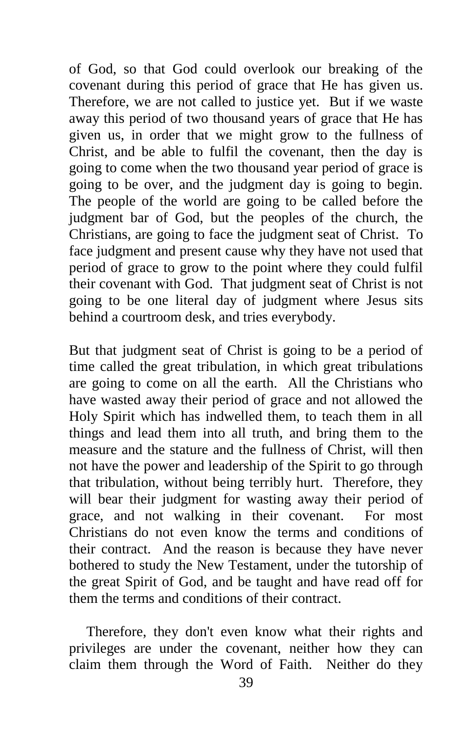of God, so that God could overlook our breaking of the covenant during this period of grace that He has given us. Therefore, we are not called to justice yet. But if we waste away this period of two thousand years of grace that He has given us, in order that we might grow to the fullness of Christ, and be able to fulfil the covenant, then the day is going to come when the two thousand year period of grace is going to be over, and the judgment day is going to begin. The people of the world are going to be called before the judgment bar of God, but the peoples of the church, the Christians, are going to face the judgment seat of Christ. To face judgment and present cause why they have not used that period of grace to grow to the point where they could fulfil their covenant with God. That judgment seat of Christ is not going to be one literal day of judgment where Jesus sits behind a courtroom desk, and tries everybody.

But that judgment seat of Christ is going to be a period of time called the great tribulation, in which great tribulations are going to come on all the earth. All the Christians who have wasted away their period of grace and not allowed the Holy Spirit which has indwelled them, to teach them in all things and lead them into all truth, and bring them to the measure and the stature and the fullness of Christ, will then not have the power and leadership of the Spirit to go through that tribulation, without being terribly hurt. Therefore, they will bear their judgment for wasting away their period of grace, and not walking in their covenant. For most Christians do not even know the terms and conditions of their contract. And the reason is because they have never bothered to study the New Testament, under the tutorship of the great Spirit of God, and be taught and have read off for them the terms and conditions of their contract.

Therefore, they don't even know what their rights and privileges are under the covenant, neither how they can claim them through the Word of Faith. Neither do they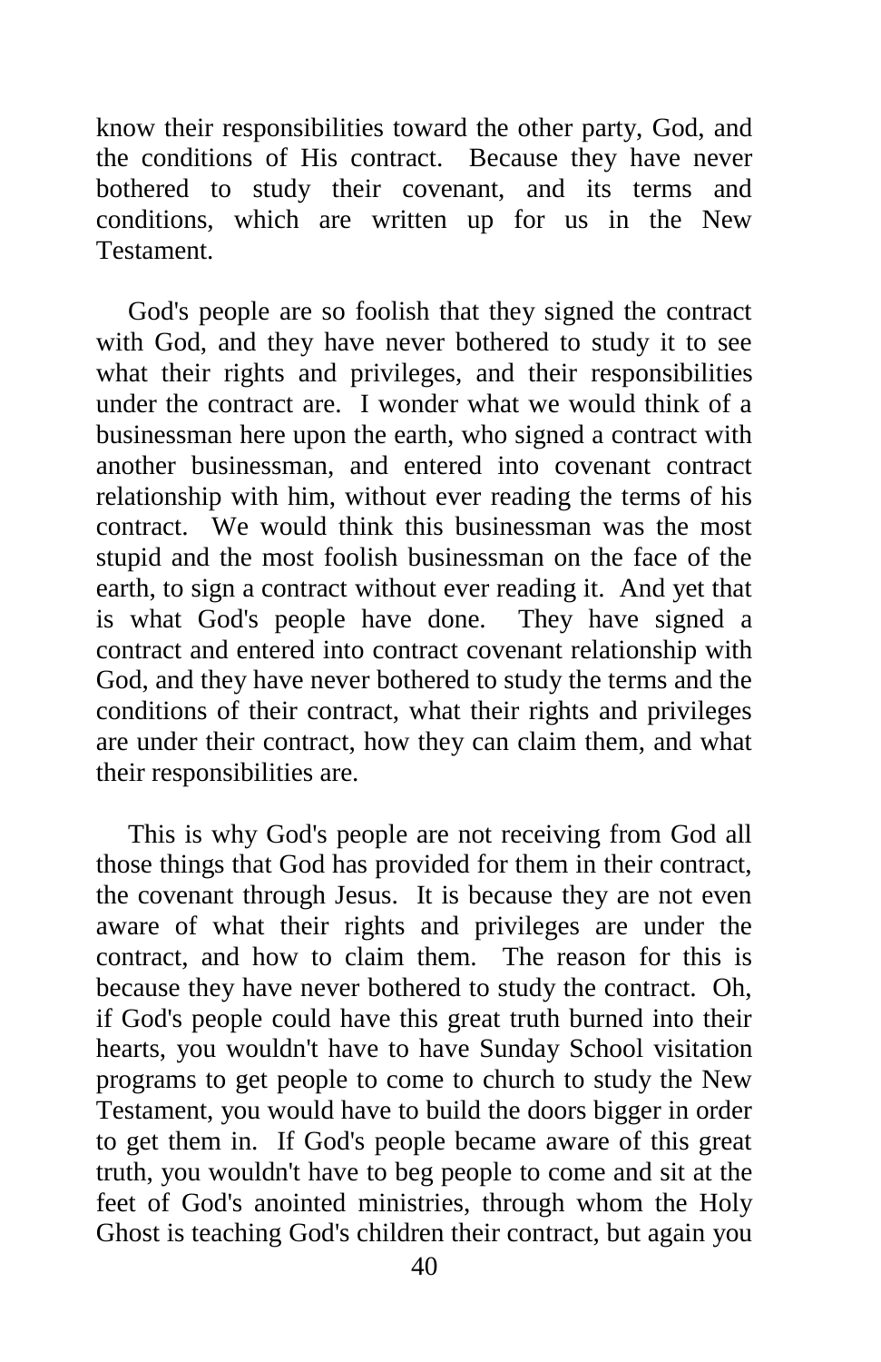know their responsibilities toward the other party, God, and the conditions of His contract. Because they have never bothered to study their covenant, and its terms and conditions, which are written up for us in the New Testament.

God's people are so foolish that they signed the contract with God, and they have never bothered to study it to see what their rights and privileges, and their responsibilities under the contract are. I wonder what we would think of a businessman here upon the earth, who signed a contract with another businessman, and entered into covenant contract relationship with him, without ever reading the terms of his contract. We would think this businessman was the most stupid and the most foolish businessman on the face of the earth, to sign a contract without ever reading it. And yet that is what God's people have done. They have signed a contract and entered into contract covenant relationship with God, and they have never bothered to study the terms and the conditions of their contract, what their rights and privileges are under their contract, how they can claim them, and what their responsibilities are.

This is why God's people are not receiving from God all those things that God has provided for them in their contract, the covenant through Jesus. It is because they are not even aware of what their rights and privileges are under the contract, and how to claim them. The reason for this is because they have never bothered to study the contract. Oh, if God's people could have this great truth burned into their hearts, you wouldn't have to have Sunday School visitation programs to get people to come to church to study the New Testament, you would have to build the doors bigger in order to get them in. If God's people became aware of this great truth, you wouldn't have to beg people to come and sit at the feet of God's anointed ministries, through whom the Holy Ghost is teaching God's children their contract, but again you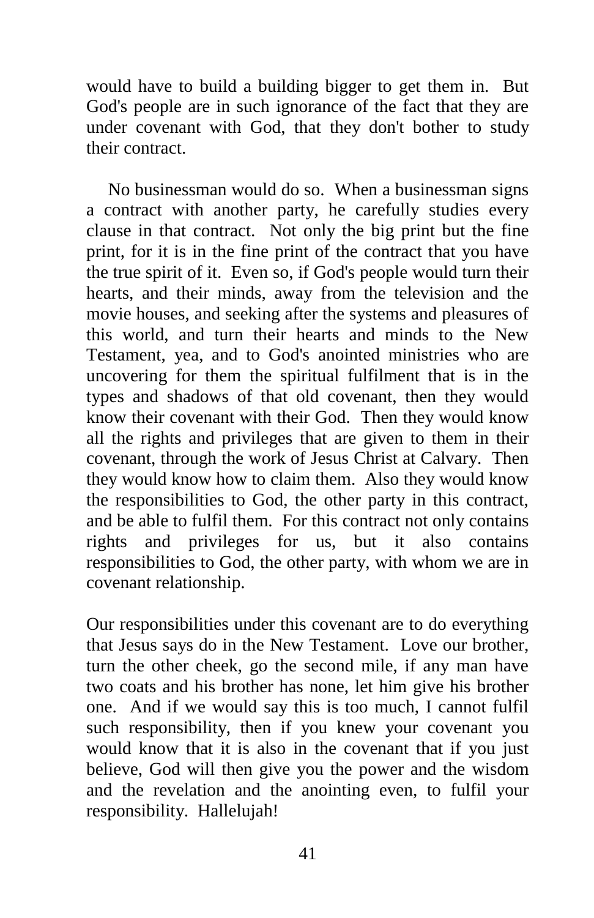would have to build a building bigger to get them in. But God's people are in such ignorance of the fact that they are under covenant with God, that they don't bother to study their contract.

No businessman would do so. When a businessman signs a contract with another party, he carefully studies every clause in that contract. Not only the big print but the fine print, for it is in the fine print of the contract that you have the true spirit of it. Even so, if God's people would turn their hearts, and their minds, away from the television and the movie houses, and seeking after the systems and pleasures of this world, and turn their hearts and minds to the New Testament, yea, and to God's anointed ministries who are uncovering for them the spiritual fulfilment that is in the types and shadows of that old covenant, then they would know their covenant with their God. Then they would know all the rights and privileges that are given to them in their covenant, through the work of Jesus Christ at Calvary. Then they would know how to claim them. Also they would know the responsibilities to God, the other party in this contract, and be able to fulfil them. For this contract not only contains rights and privileges for us, but it also contains responsibilities to God, the other party, with whom we are in covenant relationship.

Our responsibilities under this covenant are to do everything that Jesus says do in the New Testament. Love our brother, turn the other cheek, go the second mile, if any man have two coats and his brother has none, let him give his brother one. And if we would say this is too much, I cannot fulfil such responsibility, then if you knew your covenant you would know that it is also in the covenant that if you just believe, God will then give you the power and the wisdom and the revelation and the anointing even, to fulfil your responsibility. Hallelujah!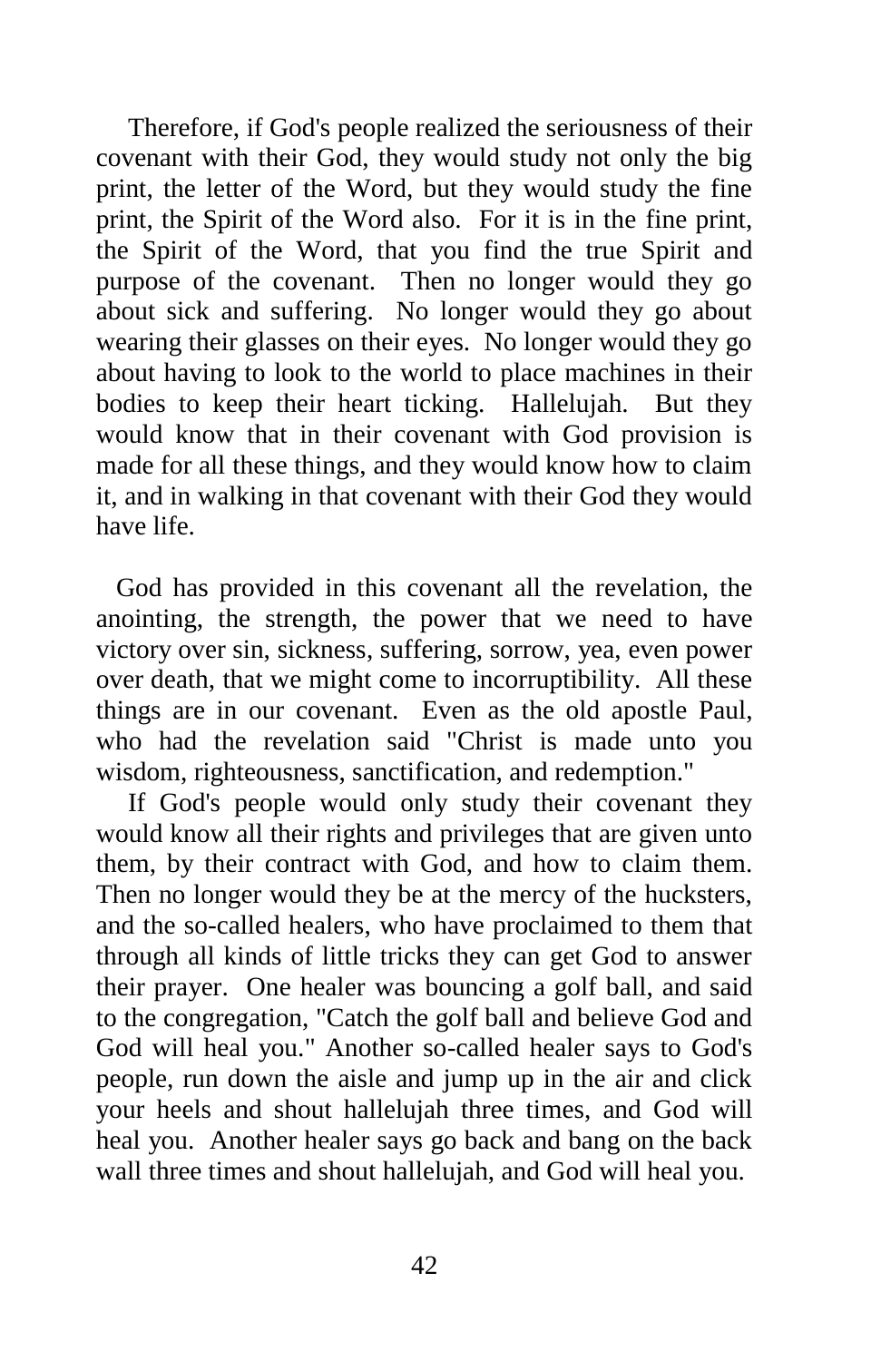Therefore, if God's people realized the seriousness of their covenant with their God, they would study not only the big print, the letter of the Word, but they would study the fine print, the Spirit of the Word also. For it is in the fine print, the Spirit of the Word, that you find the true Spirit and purpose of the covenant. Then no longer would they go about sick and suffering. No longer would they go about wearing their glasses on their eyes. No longer would they go about having to look to the world to place machines in their bodies to keep their heart ticking. Hallelujah. But they would know that in their covenant with God provision is made for all these things, and they would know how to claim it, and in walking in that covenant with their God they would have life.

God has provided in this covenant all the revelation, the anointing, the strength, the power that we need to have victory over sin, sickness, suffering, sorrow, yea, even power over death, that we might come to incorruptibility. All these things are in our covenant. Even as the old apostle Paul, who had the revelation said "Christ is made unto you wisdom, righteousness, sanctification, and redemption."

If God's people would only study their covenant they would know all their rights and privileges that are given unto them, by their contract with God, and how to claim them. Then no longer would they be at the mercy of the hucksters, and the so-called healers, who have proclaimed to them that through all kinds of little tricks they can get God to answer their prayer. One healer was bouncing a golf ball, and said to the congregation, "Catch the golf ball and believe God and God will heal you." Another so-called healer says to God's people, run down the aisle and jump up in the air and click your heels and shout hallelujah three times, and God will heal you. Another healer says go back and bang on the back wall three times and shout hallelujah, and God will heal you.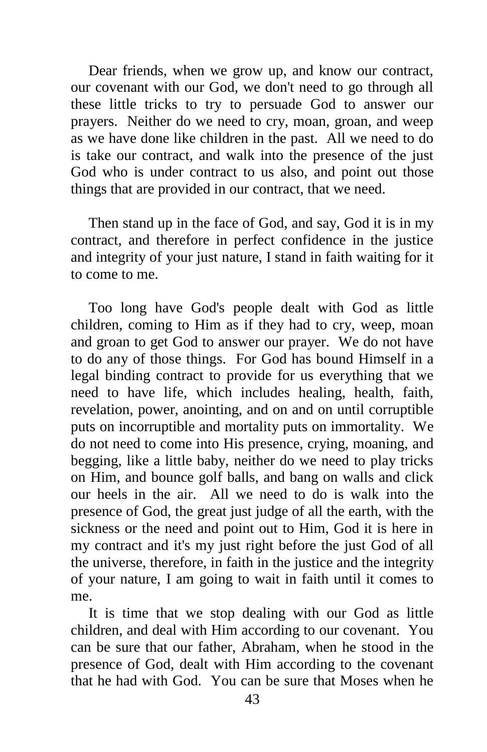Dear friends, when we grow up, and know our contract, our covenant with our God, we don't need to go through all these little tricks to try to persuade God to answer our prayers. Neither do we need to cry, moan, groan, and weep as we have done like children in the past. All we need to do is take our contract, and walk into the presence of the just God who is under contract to us also, and point out those things that are provided in our contract, that we need.

Then stand up in the face of God, and say, God it is in my contract, and therefore in perfect confidence in the justice and integrity of your just nature, I stand in faith waiting for it to come to me.

Too long have God's people dealt with God as little children, coming to Him as if they had to cry, weep, moan and groan to get God to answer our prayer. We do not have to do any of those things. For God has bound Himself in a legal binding contract to provide for us everything that we need to have life, which includes healing, health, faith, revelation, power, anointing, and on and on until corruptible puts on incorruptible and mortality puts on immortality. We do not need to come into His presence, crying, moaning, and begging, like a little baby, neither do we need to play tricks on Him, and bounce golf balls, and bang on walls and click our heels in the air. All we need to do is walk into the presence of God, the great just judge of all the earth, with the sickness or the need and point out to Him, God it is here in my contract and it's my just right before the just God of all the universe, therefore, in faith in the justice and the integrity of your nature, I am going to wait in faith until it comes to me.

It is time that we stop dealing with our God as little children, and deal with Him according to our covenant. You can be sure that our father, Abraham, when he stood in the presence of God, dealt with Him according to the covenant that he had with God. You can be sure that Moses when he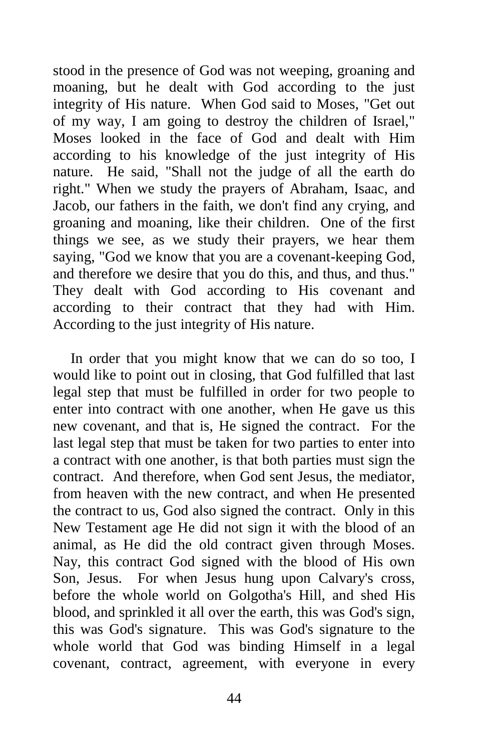stood in the presence of God was not weeping, groaning and moaning, but he dealt with God according to the just integrity of His nature. When God said to Moses, "Get out of my way, I am going to destroy the children of Israel," Moses looked in the face of God and dealt with Him according to his knowledge of the just integrity of His nature. He said, "Shall not the judge of all the earth do right." When we study the prayers of Abraham, Isaac, and Jacob, our fathers in the faith, we don't find any crying, and groaning and moaning, like their children. One of the first things we see, as we study their prayers, we hear them saying, "God we know that you are a covenant-keeping God, and therefore we desire that you do this, and thus, and thus." They dealt with God according to His covenant and according to their contract that they had with Him. According to the just integrity of His nature.

In order that you might know that we can do so too, I would like to point out in closing, that God fulfilled that last legal step that must be fulfilled in order for two people to enter into contract with one another, when He gave us this new covenant, and that is, He signed the contract. For the last legal step that must be taken for two parties to enter into a contract with one another, is that both parties must sign the contract. And therefore, when God sent Jesus, the mediator, from heaven with the new contract, and when He presented the contract to us, God also signed the contract. Only in this New Testament age He did not sign it with the blood of an animal, as He did the old contract given through Moses. Nay, this contract God signed with the blood of His own Son, Jesus. For when Jesus hung upon Calvary's cross, before the whole world on Golgotha's Hill, and shed His blood, and sprinkled it all over the earth, this was God's sign, this was God's signature. This was God's signature to the whole world that God was binding Himself in a legal covenant, contract, agreement, with everyone in every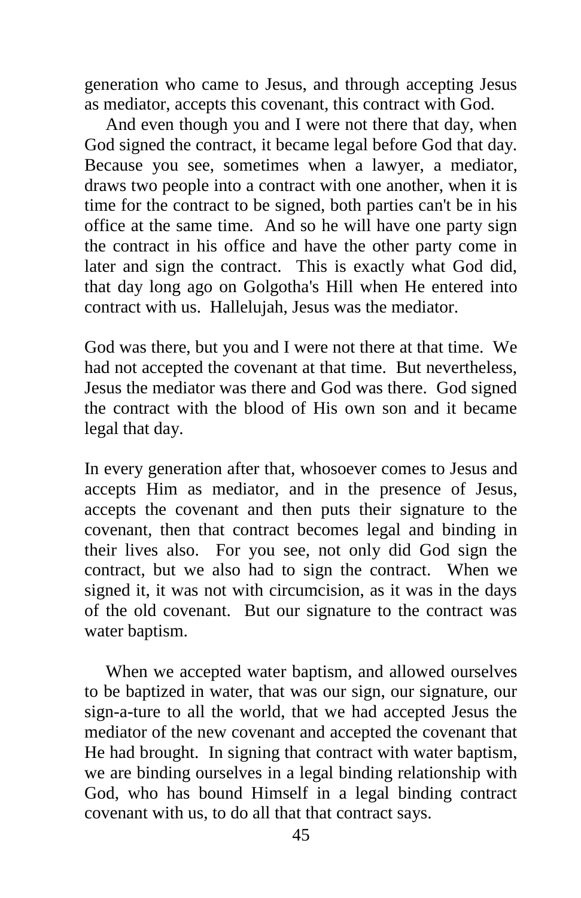generation who came to Jesus, and through accepting Jesus as mediator, accepts this covenant, this contract with God.

And even though you and I were not there that day, when God signed the contract, it became legal before God that day. Because you see, sometimes when a lawyer, a mediator, draws two people into a contract with one another, when it is time for the contract to be signed, both parties can't be in his office at the same time. And so he will have one party sign the contract in his office and have the other party come in later and sign the contract. This is exactly what God did, that day long ago on Golgotha's Hill when He entered into contract with us. Hallelujah, Jesus was the mediator.

God was there, but you and I were not there at that time. We had not accepted the covenant at that time. But nevertheless, Jesus the mediator was there and God was there. God signed the contract with the blood of His own son and it became legal that day.

In every generation after that, whosoever comes to Jesus and accepts Him as mediator, and in the presence of Jesus, accepts the covenant and then puts their signature to the covenant, then that contract becomes legal and binding in their lives also. For you see, not only did God sign the contract, but we also had to sign the contract. When we signed it, it was not with circumcision, as it was in the days of the old covenant. But our signature to the contract was water baptism.

When we accepted water baptism, and allowed ourselves to be baptized in water, that was our sign, our signature, our sign-a-ture to all the world, that we had accepted Jesus the mediator of the new covenant and accepted the covenant that He had brought. In signing that contract with water baptism, we are binding ourselves in a legal binding relationship with God, who has bound Himself in a legal binding contract covenant with us, to do all that that contract says.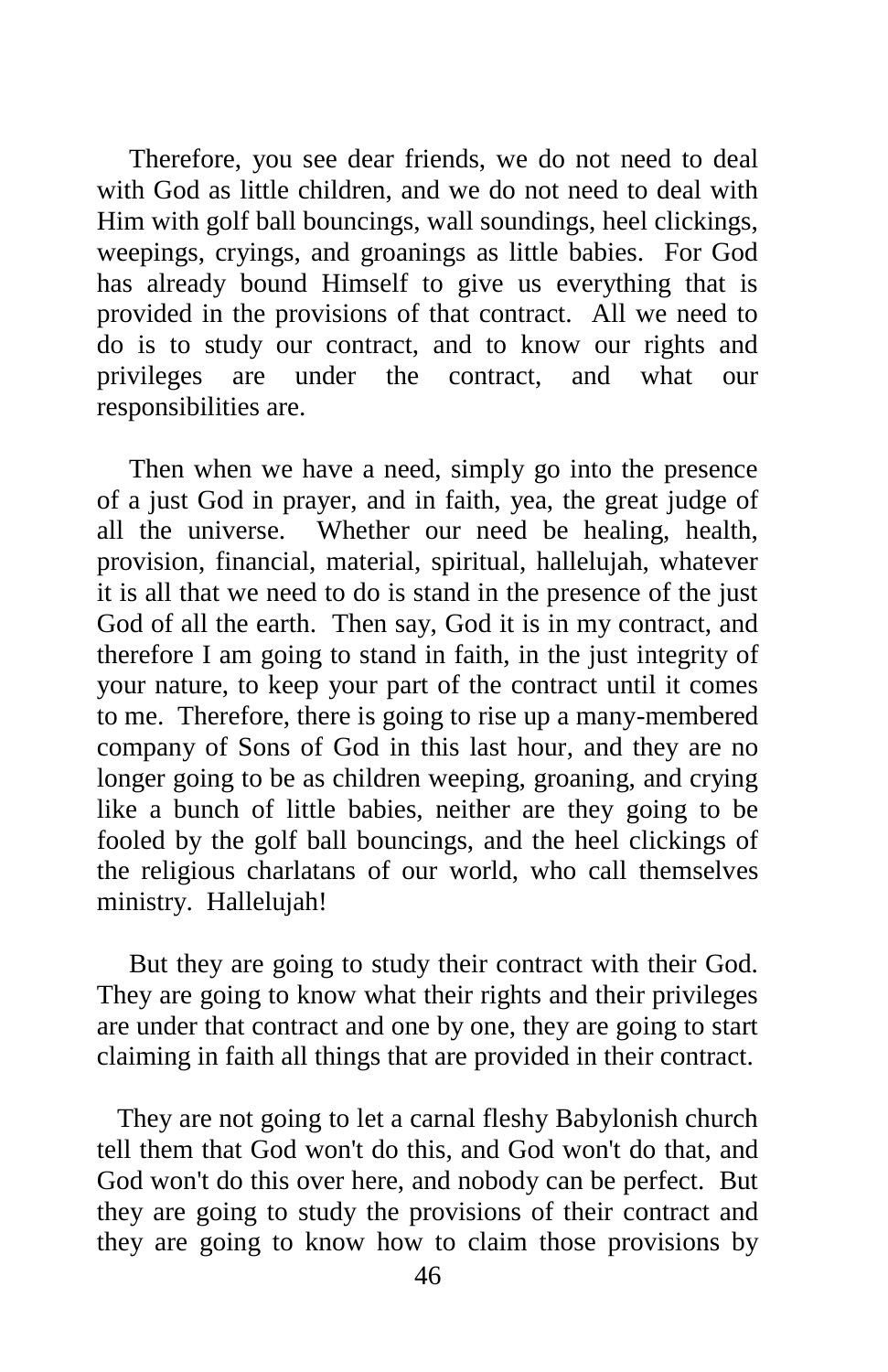Therefore, you see dear friends, we do not need to deal with God as little children, and we do not need to deal with Him with golf ball bouncings, wall soundings, heel clickings, weepings, cryings, and groanings as little babies. For God has already bound Himself to give us everything that is provided in the provisions of that contract. All we need to do is to study our contract, and to know our rights and privileges are under the contract, and what our responsibilities are.

Then when we have a need, simply go into the presence of a just God in prayer, and in faith, yea, the great judge of all the universe. Whether our need be healing, health, provision, financial, material, spiritual, hallelujah, whatever it is all that we need to do is stand in the presence of the just God of all the earth. Then say, God it is in my contract, and therefore I am going to stand in faith, in the just integrity of your nature, to keep your part of the contract until it comes to me. Therefore, there is going to rise up a many-membered company of Sons of God in this last hour, and they are no longer going to be as children weeping, groaning, and crying like a bunch of little babies, neither are they going to be fooled by the golf ball bouncings, and the heel clickings of the religious charlatans of our world, who call themselves ministry. Hallelujah!

But they are going to study their contract with their God. They are going to know what their rights and their privileges are under that contract and one by one, they are going to start claiming in faith all things that are provided in their contract.

They are not going to let a carnal fleshy Babylonish church tell them that God won't do this, and God won't do that, and God won't do this over here, and nobody can be perfect. But they are going to study the provisions of their contract and they are going to know how to claim those provisions by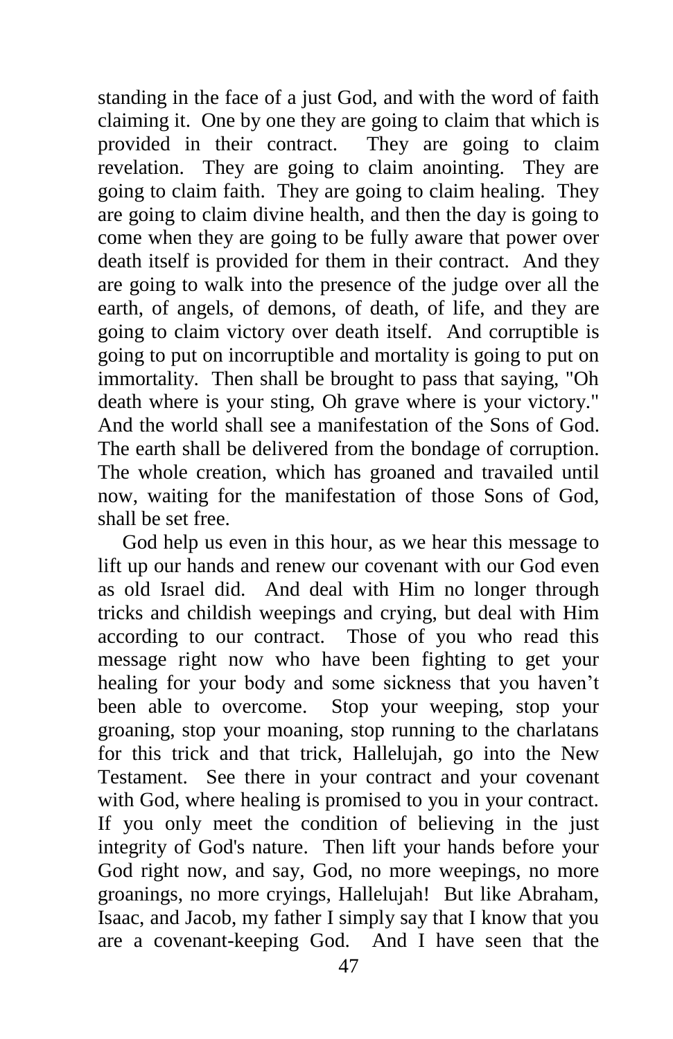standing in the face of a just God, and with the word of faith claiming it. One by one they are going to claim that which is provided in their contract. They are going to claim revelation. They are going to claim anointing. They are going to claim faith. They are going to claim healing. They are going to claim divine health, and then the day is going to come when they are going to be fully aware that power over death itself is provided for them in their contract. And they are going to walk into the presence of the judge over all the earth, of angels, of demons, of death, of life, and they are going to claim victory over death itself. And corruptible is going to put on incorruptible and mortality is going to put on immortality. Then shall be brought to pass that saying, "Oh death where is your sting, Oh grave where is your victory." And the world shall see a manifestation of the Sons of God. The earth shall be delivered from the bondage of corruption. The whole creation, which has groaned and travailed until now, waiting for the manifestation of those Sons of God, shall be set free.

God help us even in this hour, as we hear this message to lift up our hands and renew our covenant with our God even as old Israel did. And deal with Him no longer through tricks and childish weepings and crying, but deal with Him according to our contract. Those of you who read this message right now who have been fighting to get your healing for your body and some sickness that you haven't been able to overcome. Stop your weeping, stop your groaning, stop your moaning, stop running to the charlatans for this trick and that trick, Hallelujah, go into the New Testament. See there in your contract and your covenant with God, where healing is promised to you in your contract. If you only meet the condition of believing in the just integrity of God's nature. Then lift your hands before your God right now, and say, God, no more weepings, no more groanings, no more cryings, Hallelujah! But like Abraham, Isaac, and Jacob, my father I simply say that I know that you are a covenant-keeping God. And I have seen that the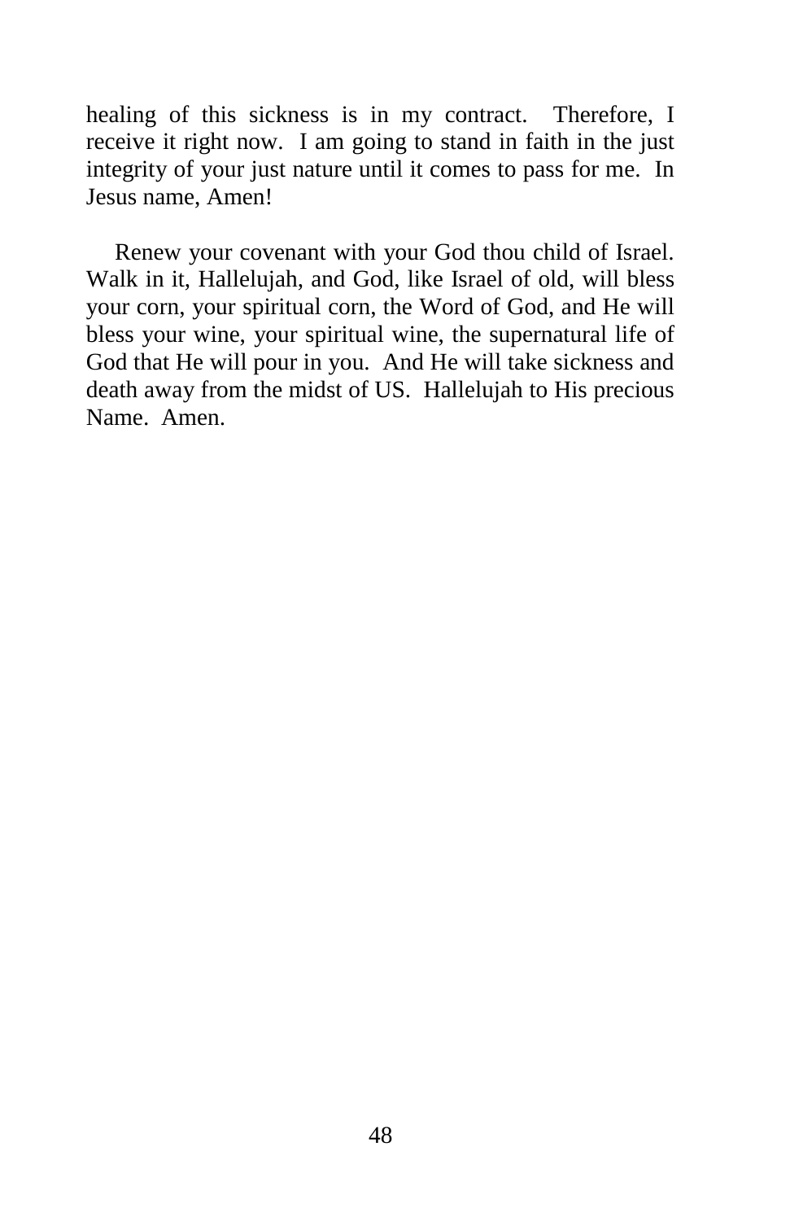healing of this sickness is in my contract. Therefore, I receive it right now. I am going to stand in faith in the just integrity of your just nature until it comes to pass for me. In Jesus name, Amen!

Renew your covenant with your God thou child of Israel. Walk in it, Hallelujah, and God, like Israel of old, will bless your corn, your spiritual corn, the Word of God, and He will bless your wine, your spiritual wine, the supernatural life of God that He will pour in you. And He will take sickness and death away from the midst of US. Hallelujah to His precious Name. Amen.